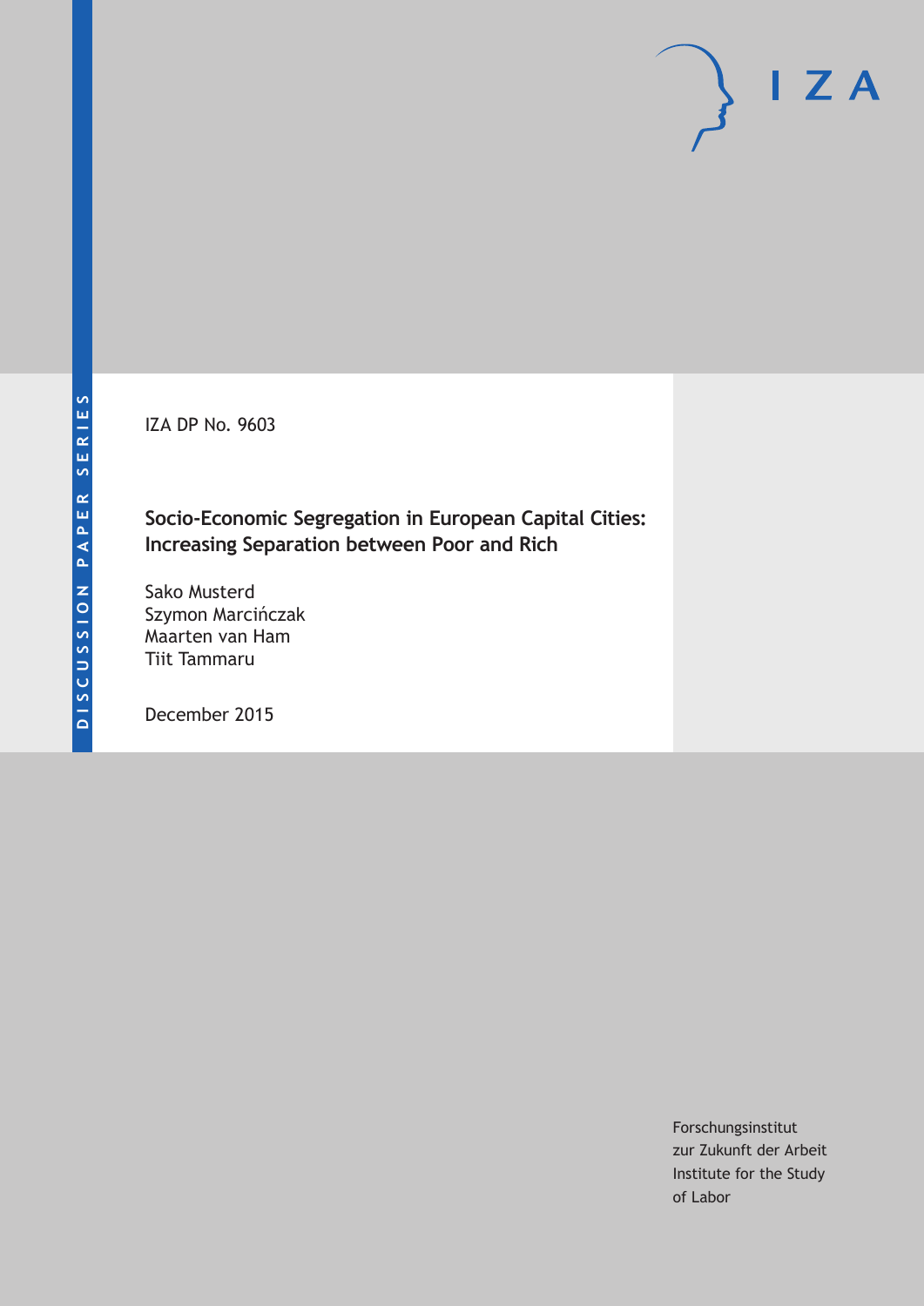DISCUSSION PAPER SERIES

IZA DP No. 9603

# Socio-Economic Segregation in European Capital Cities: Increasing Separation between Poor and Rich

Sako Musterd
Szymon Marcińczak
Maarten van Ham
Tiit Tammaru

December 2015

Forschungsinstitut
zur Zukunft der Arbeit
Institute for the Study
of Labor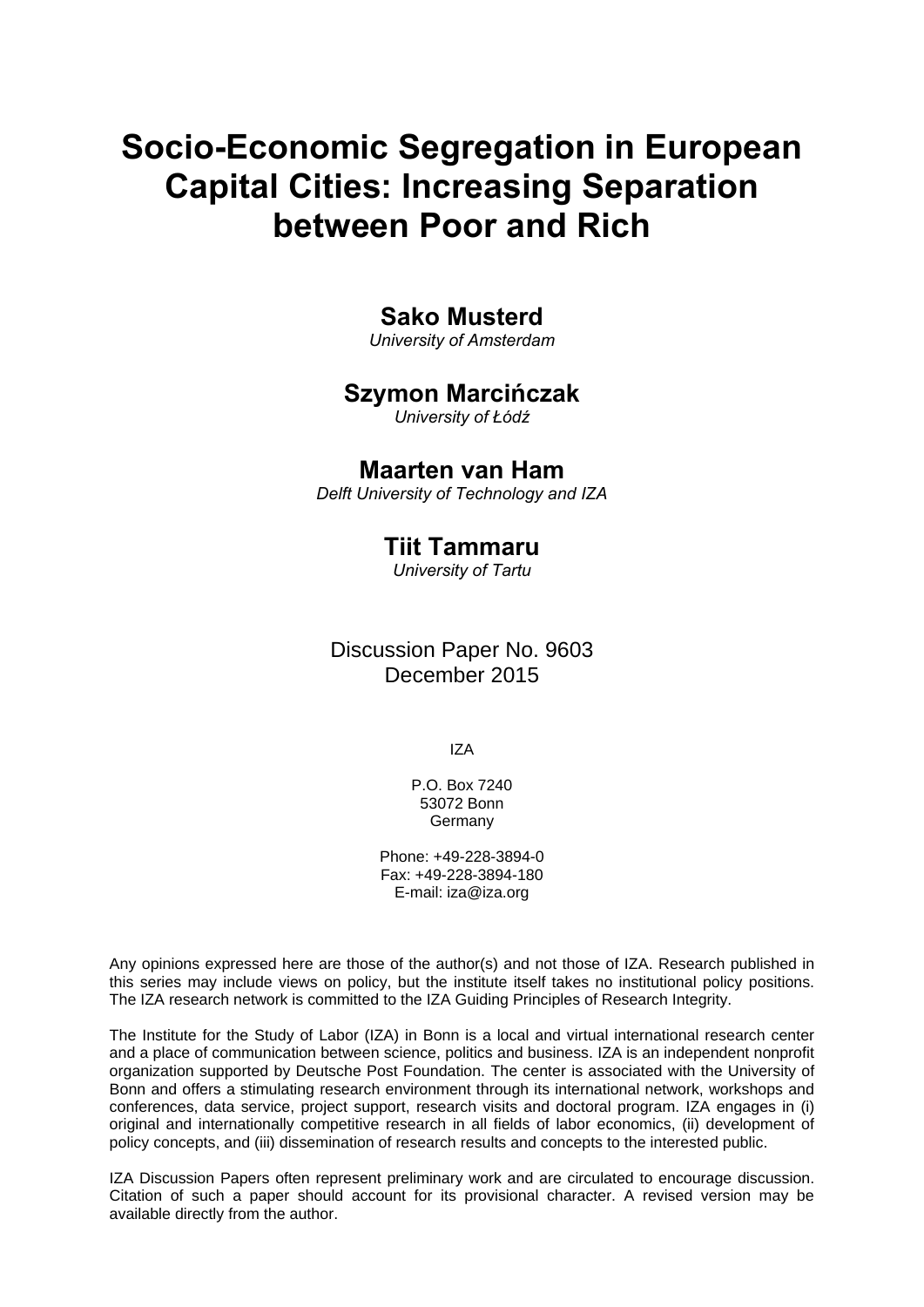# Socio-Economic Segregation in European Capital Cities: Increasing Separation between Poor and Rich

**Sako Musterd**
*University of Amsterdam*

**Szymon Marcińczak**
*University of Łódź*

**Maarten van Ham**
*Delft University of Technology and IZA*

**Tiit Tammaru**
*University of Tartu*

Discussion Paper No. 9603
December 2015

IZA

P.O. Box 7240
53072 Bonn
Germany

Phone: +49-228-3894-0
Fax: +49-228-3894-180
E-mail: iza@iza.org

Any opinions expressed here are those of the author(s) and not those of IZA. Research published in this series may include views on policy, but the institute itself takes no institutional policy positions. The IZA research network is committed to the IZA Guiding Principles of Research Integrity.

The Institute for the Study of Labor (IZA) in Bonn is a local and virtual international research center and a place of communication between science, politics and business. IZA is an independent nonprofit organization supported by Deutsche Post Foundation. The center is associated with the University of Bonn and offers a stimulating research environment through its international network, workshops and conferences, data service, project support, research visits and doctoral program. IZA engages in (i) original and internationally competitive research in all fields of labor economics, (ii) development of policy concepts, and (iii) dissemination of research results and concepts to the interested public.

IZA Discussion Papers often represent preliminary work and are circulated to encourage discussion. Citation of such a paper should account for its provisional character. A revised version may be available directly from the author.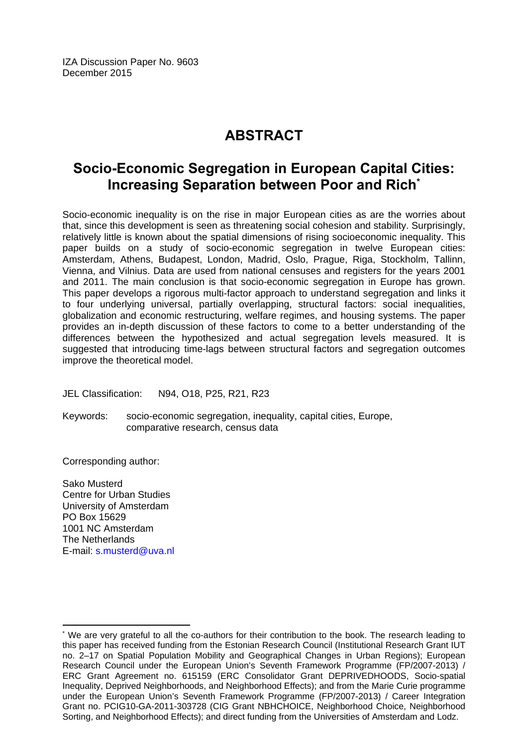IZA Discussion Paper No. 9603
December 2015

# ABSTRACT

## Socio-Economic Segregation in European Capital Cities: Increasing Separation between Poor and Rich[*]

Socio-economic inequality is on the rise in major European cities as are the worries about that, since this development is seen as threatening social cohesion and stability. Surprisingly, relatively little is known about the spatial dimensions of rising socioeconomic inequality. This paper builds on a study of socio-economic segregation in twelve European cities: Amsterdam, Athens, Budapest, London, Madrid, Oslo, Prague, Riga, Stockholm, Tallinn, Vienna, and Vilnius. Data are used from national censuses and registers for the years 2001 and 2011. The main conclusion is that socio-economic segregation in Europe has grown. This paper develops a rigorous multi-factor approach to understand segregation and links it to four underlying universal, partially overlapping, structural factors: social inequalities, globalization and economic restructuring, welfare regimes, and housing systems. The paper provides an in-depth discussion of these factors to come to a better understanding of the differences between the hypothesized and actual segregation levels measured. It is suggested that introducing time-lags between structural factors and segregation outcomes improve the theoretical model.

JEL Classification: N94, O18, P25, R21, R23

Keywords: socio-economic segregation, inequality, capital cities, Europe, comparative research, census data

Corresponding author:

Sako Musterd
Centre for Urban Studies
University of Amsterdam
PO Box 15629
1001 NC Amsterdam
The Netherlands
E-mail: s.musterd@uva.nl

---

[*] We are very grateful to all the co-authors for their contribution to the book. The research leading to this paper has received funding from the Estonian Research Council (Institutional Research Grant IUT no. 2–17 on Spatial Population Mobility and Geographical Changes in Urban Regions); European Research Council under the European Union's Seventh Framework Programme (FP/2007-2013) / ERC Grant Agreement no. 615159 (ERC Consolidator Grant DEPRIVEDHOODS, Socio-spatial Inequality, Deprived Neighborhoods, and Neighborhood Effects); and from the Marie Curie programme under the European Union's Seventh Framework Programme (FP/2007-2013) / Career Integration Grant no. PCIG10-GA-2011-303728 (CIG Grant NBHCHOICE, Neighborhood Choice, Neighborhood Sorting, and Neighborhood Effects); and direct funding from the Universities of Amsterdam and Lodz.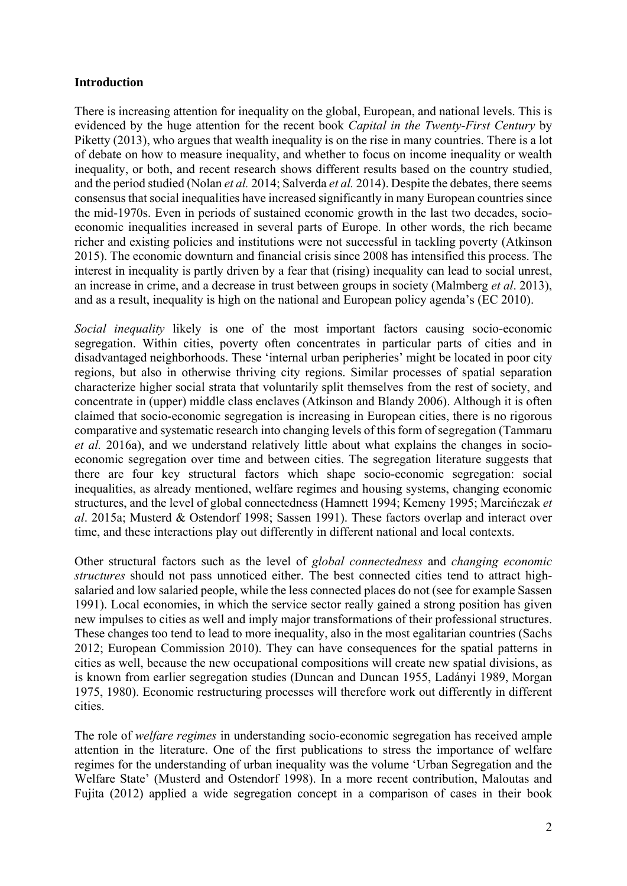## Introduction

There is increasing attention for inequality on the global, European, and national levels. This is evidenced by the huge attention for the recent book *Capital in the Twenty-First Century* by Piketty (2013), who argues that wealth inequality is on the rise in many countries. There is a lot of debate on how to measure inequality, and whether to focus on income inequality or wealth inequality, or both, and recent research shows different results based on the country studied, and the period studied (Nolan *et al.* 2014; Salverda *et al.* 2014). Despite the debates, there seems consensus that social inequalities have increased significantly in many European countries since the mid-1970s. Even in periods of sustained economic growth in the last two decades, socio-economic inequalities increased in several parts of Europe. In other words, the rich became richer and existing policies and institutions were not successful in tackling poverty (Atkinson 2015). The economic downturn and financial crisis since 2008 has intensified this process. The interest in inequality is partly driven by a fear that (rising) inequality can lead to social unrest, an increase in crime, and a decrease in trust between groups in society (Malmberg *et al*. 2013), and as a result, inequality is high on the national and European policy agenda's (EC 2010).

*Social inequality* likely is one of the most important factors causing socio-economic segregation. Within cities, poverty often concentrates in particular parts of cities and in disadvantaged neighborhoods. These 'internal urban peripheries' might be located in poor city regions, but also in otherwise thriving city regions. Similar processes of spatial separation characterize higher social strata that voluntarily split themselves from the rest of society, and concentrate in (upper) middle class enclaves (Atkinson and Blandy 2006). Although it is often claimed that socio-economic segregation is increasing in European cities, there is no rigorous comparative and systematic research into changing levels of this form of segregation (Tammaru *et al.* 2016a), and we understand relatively little about what explains the changes in socio-economic segregation over time and between cities. The segregation literature suggests that there are four key structural factors which shape socio-economic segregation: social inequalities, as already mentioned, welfare regimes and housing systems, changing economic structures, and the level of global connectedness (Hamnett 1994; Kemeny 1995; Marcińczak *et al*. 2015a; Musterd & Ostendorf 1998; Sassen 1991). These factors overlap and interact over time, and these interactions play out differently in different national and local contexts.

Other structural factors such as the level of *global connectedness* and *changing economic structures* should not pass unnoticed either. The best connected cities tend to attract high-salaried and low salaried people, while the less connected places do not (see for example Sassen 1991). Local economies, in which the service sector really gained a strong position has given new impulses to cities as well and imply major transformations of their professional structures. These changes too tend to lead to more inequality, also in the most egalitarian countries (Sachs 2012; European Commission 2010). They can have consequences for the spatial patterns in cities as well, because the new occupational compositions will create new spatial divisions, as is known from earlier segregation studies (Duncan and Duncan 1955, Ladányi 1989, Morgan 1975, 1980). Economic restructuring processes will therefore work out differently in different cities.

The role of *welfare regimes* in understanding socio-economic segregation has received ample attention in the literature. One of the first publications to stress the importance of welfare regimes for the understanding of urban inequality was the volume 'Urban Segregation and the Welfare State' (Musterd and Ostendorf 1998). In a more recent contribution, Maloutas and Fujita (2012) applied a wide segregation concept in a comparison of cases in their book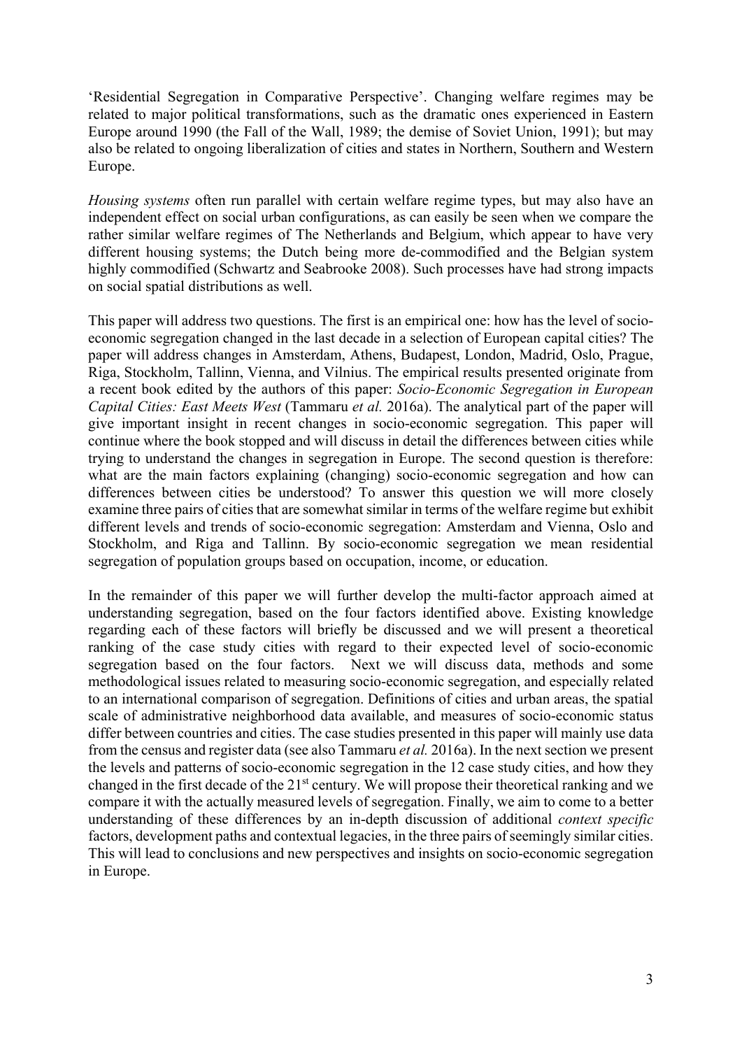'Residential Segregation in Comparative Perspective'. Changing welfare regimes may be related to major political transformations, such as the dramatic ones experienced in Eastern Europe around 1990 (the Fall of the Wall, 1989; the demise of Soviet Union, 1991); but may also be related to ongoing liberalization of cities and states in Northern, Southern and Western Europe.

*Housing systems* often run parallel with certain welfare regime types, but may also have an independent effect on social urban configurations, as can easily be seen when we compare the rather similar welfare regimes of The Netherlands and Belgium, which appear to have very different housing systems; the Dutch being more de-commodified and the Belgian system highly commodified (Schwartz and Seabrooke 2008). Such processes have had strong impacts on social spatial distributions as well.

This paper will address two questions. The first is an empirical one: how has the level of socio-economic segregation changed in the last decade in a selection of European capital cities? The paper will address changes in Amsterdam, Athens, Budapest, London, Madrid, Oslo, Prague, Riga, Stockholm, Tallinn, Vienna, and Vilnius. The empirical results presented originate from a recent book edited by the authors of this paper: *Socio-Economic Segregation in European Capital Cities: East Meets West* (Tammaru *et al.* 2016a). The analytical part of the paper will give important insight in recent changes in socio-economic segregation. This paper will continue where the book stopped and will discuss in detail the differences between cities while trying to understand the changes in segregation in Europe. The second question is therefore: what are the main factors explaining (changing) socio-economic segregation and how can differences between cities be understood? To answer this question we will more closely examine three pairs of cities that are somewhat similar in terms of the welfare regime but exhibit different levels and trends of socio-economic segregation: Amsterdam and Vienna, Oslo and Stockholm, and Riga and Tallinn. By socio-economic segregation we mean residential segregation of population groups based on occupation, income, or education.

In the remainder of this paper we will further develop the multi-factor approach aimed at understanding segregation, based on the four factors identified above. Existing knowledge regarding each of these factors will briefly be discussed and we will present a theoretical ranking of the case study cities with regard to their expected level of socio-economic segregation based on the four factors. Next we will discuss data, methods and some methodological issues related to measuring socio-economic segregation, and especially related to an international comparison of segregation. Definitions of cities and urban areas, the spatial scale of administrative neighborhood data available, and measures of socio-economic status differ between countries and cities. The case studies presented in this paper will mainly use data from the census and register data (see also Tammaru *et al.* 2016a). In the next section we present the levels and patterns of socio-economic segregation in the 12 case study cities, and how they changed in the first decade of the 21st century. We will propose their theoretical ranking and we compare it with the actually measured levels of segregation. Finally, we aim to come to a better understanding of these differences by an in-depth discussion of additional *context specific* factors, development paths and contextual legacies, in the three pairs of seemingly similar cities. This will lead to conclusions and new perspectives and insights on socio-economic segregation in Europe.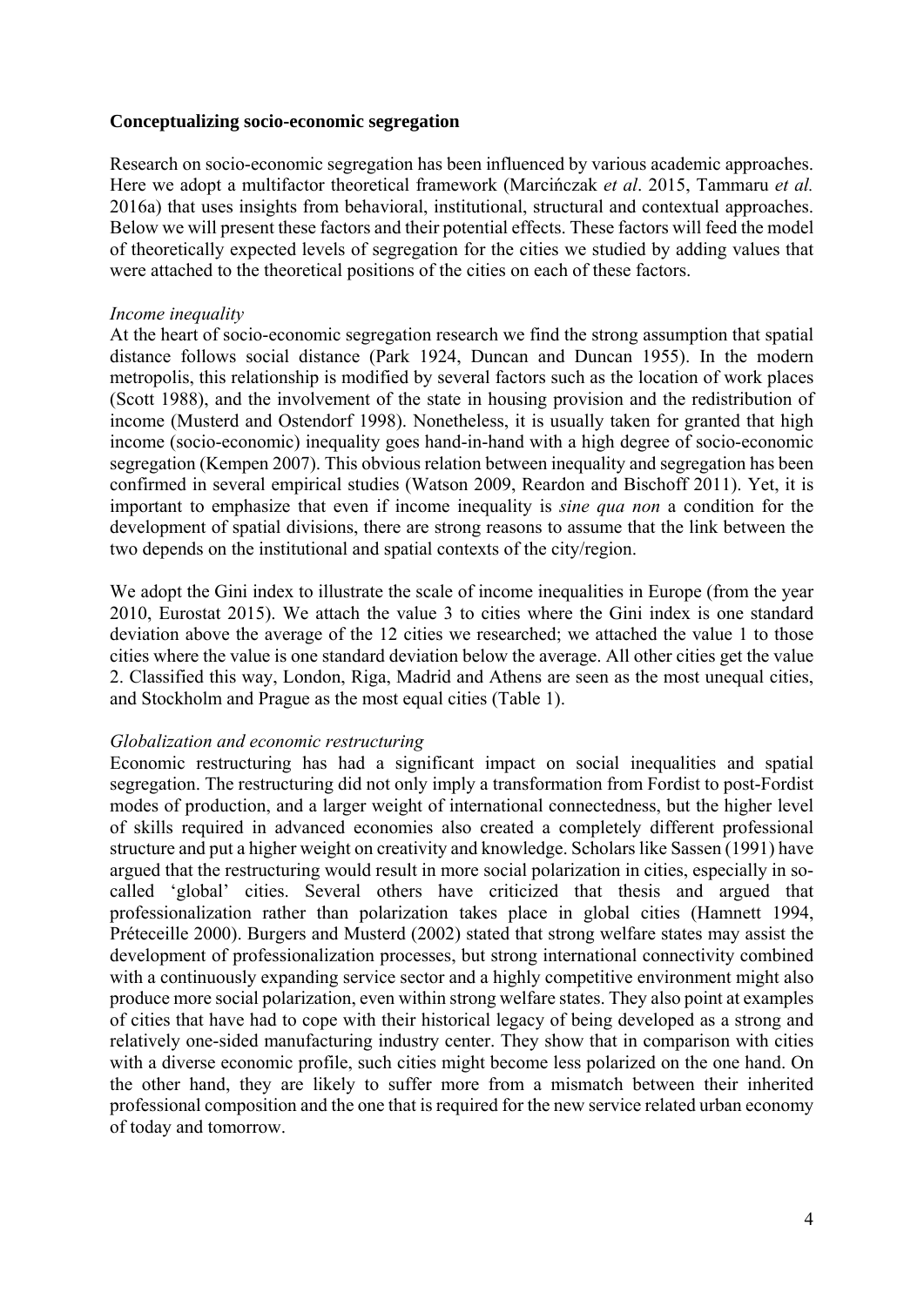### Conceptualizing socio-economic segregation

Research on socio-economic segregation has been influenced by various academic approaches. Here we adopt a multifactor theoretical framework (Marcińczak *et al*. 2015, Tammaru *et al.* 2016a) that uses insights from behavioral, institutional, structural and contextual approaches. Below we will present these factors and their potential effects. These factors will feed the model of theoretically expected levels of segregation for the cities we studied by adding values that were attached to the theoretical positions of the cities on each of these factors.

*Income inequality*

At the heart of socio-economic segregation research we find the strong assumption that spatial distance follows social distance (Park 1924, Duncan and Duncan 1955). In the modern metropolis, this relationship is modified by several factors such as the location of work places (Scott 1988), and the involvement of the state in housing provision and the redistribution of income (Musterd and Ostendorf 1998). Nonetheless, it is usually taken for granted that high income (socio-economic) inequality goes hand-in-hand with a high degree of socio-economic segregation (Kempen 2007). This obvious relation between inequality and segregation has been confirmed in several empirical studies (Watson 2009, Reardon and Bischoff 2011). Yet, it is important to emphasize that even if income inequality is *sine qua non* a condition for the development of spatial divisions, there are strong reasons to assume that the link between the two depends on the institutional and spatial contexts of the city/region.

We adopt the Gini index to illustrate the scale of income inequalities in Europe (from the year 2010, Eurostat 2015). We attach the value 3 to cities where the Gini index is one standard deviation above the average of the 12 cities we researched; we attached the value 1 to those cities where the value is one standard deviation below the average. All other cities get the value 2. Classified this way, London, Riga, Madrid and Athens are seen as the most unequal cities, and Stockholm and Prague as the most equal cities (Table 1).

*Globalization and economic restructuring*

Economic restructuring has had a significant impact on social inequalities and spatial segregation. The restructuring did not only imply a transformation from Fordist to post-Fordist modes of production, and a larger weight of international connectedness, but the higher level of skills required in advanced economies also created a completely different professional structure and put a higher weight on creativity and knowledge. Scholars like Sassen (1991) have argued that the restructuring would result in more social polarization in cities, especially in so-called 'global' cities. Several others have criticized that thesis and argued that professionalization rather than polarization takes place in global cities (Hamnett 1994, Préteceille 2000). Burgers and Musterd (2002) stated that strong welfare states may assist the development of professionalization processes, but strong international connectivity combined with a continuously expanding service sector and a highly competitive environment might also produce more social polarization, even within strong welfare states. They also point at examples of cities that have had to cope with their historical legacy of being developed as a strong and relatively one-sided manufacturing industry center. They show that in comparison with cities with a diverse economic profile, such cities might become less polarized on the one hand. On the other hand, they are likely to suffer more from a mismatch between their inherited professional composition and the one that is required for the new service related urban economy of today and tomorrow.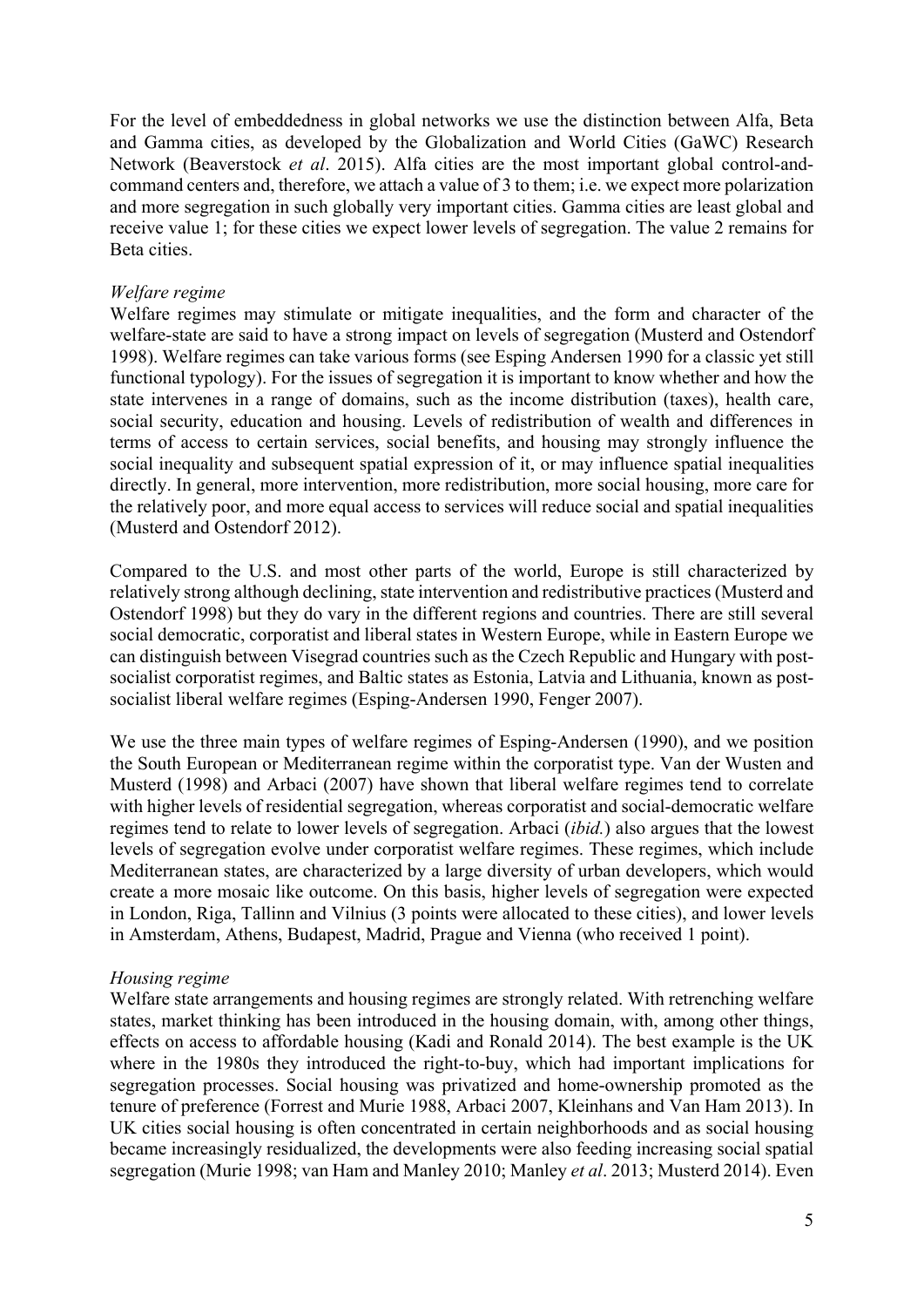For the level of embeddedness in global networks we use the distinction between Alfa, Beta and Gamma cities, as developed by the Globalization and World Cities (GaWC) Research Network (Beaverstock *et al*. 2015). Alfa cities are the most important global control-and-command centers and, therefore, we attach a value of 3 to them; i.e. we expect more polarization and more segregation in such globally very important cities. Gamma cities are least global and receive value 1; for these cities we expect lower levels of segregation. The value 2 remains for Beta cities.

*Welfare regime*

Welfare regimes may stimulate or mitigate inequalities, and the form and character of the welfare-state are said to have a strong impact on levels of segregation (Musterd and Ostendorf 1998). Welfare regimes can take various forms (see Esping Andersen 1990 for a classic yet still functional typology). For the issues of segregation it is important to know whether and how the state intervenes in a range of domains, such as the income distribution (taxes), health care, social security, education and housing. Levels of redistribution of wealth and differences in terms of access to certain services, social benefits, and housing may strongly influence the social inequality and subsequent spatial expression of it, or may influence spatial inequalities directly. In general, more intervention, more redistribution, more social housing, more care for the relatively poor, and more equal access to services will reduce social and spatial inequalities (Musterd and Ostendorf 2012).

Compared to the U.S. and most other parts of the world, Europe is still characterized by relatively strong although declining, state intervention and redistributive practices (Musterd and Ostendorf 1998) but they do vary in the different regions and countries. There are still several social democratic, corporatist and liberal states in Western Europe, while in Eastern Europe we can distinguish between Visegrad countries such as the Czech Republic and Hungary with post-socialist corporatist regimes, and Baltic states as Estonia, Latvia and Lithuania, known as post-socialist liberal welfare regimes (Esping-Andersen 1990, Fenger 2007).

We use the three main types of welfare regimes of Esping-Andersen (1990), and we position the South European or Mediterranean regime within the corporatist type. Van der Wusten and Musterd (1998) and Arbaci (2007) have shown that liberal welfare regimes tend to correlate with higher levels of residential segregation, whereas corporatist and social-democratic welfare regimes tend to relate to lower levels of segregation. Arbaci (*ibid.*) also argues that the lowest levels of segregation evolve under corporatist welfare regimes. These regimes, which include Mediterranean states, are characterized by a large diversity of urban developers, which would create a more mosaic like outcome. On this basis, higher levels of segregation were expected in London, Riga, Tallinn and Vilnius (3 points were allocated to these cities), and lower levels in Amsterdam, Athens, Budapest, Madrid, Prague and Vienna (who received 1 point).

*Housing regime*

Welfare state arrangements and housing regimes are strongly related. With retrenching welfare states, market thinking has been introduced in the housing domain, with, among other things, effects on access to affordable housing (Kadi and Ronald 2014). The best example is the UK where in the 1980s they introduced the right-to-buy, which had important implications for segregation processes. Social housing was privatized and home-ownership promoted as the tenure of preference (Forrest and Murie 1988, Arbaci 2007, Kleinhans and Van Ham 2013). In UK cities social housing is often concentrated in certain neighborhoods and as social housing became increasingly residualized, the developments were also feeding increasing social spatial segregation (Murie 1998; van Ham and Manley 2010; Manley *et al*. 2013; Musterd 2014). Even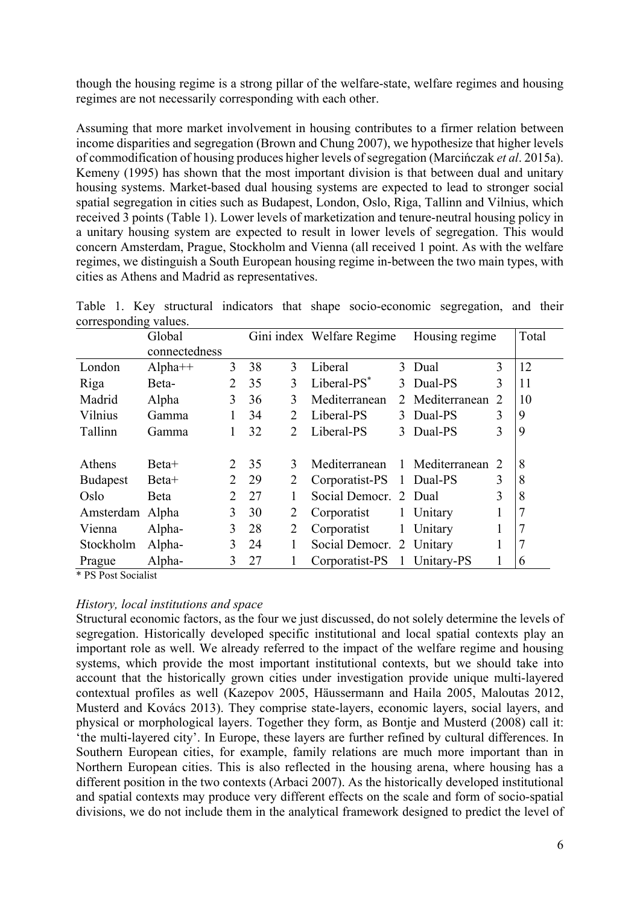though the housing regime is a strong pillar of the welfare-state, welfare regimes and housing regimes are not necessarily corresponding with each other.

Assuming that more market involvement in housing contributes to a firmer relation between income disparities and segregation (Brown and Chung 2007), we hypothesize that higher levels of commodification of housing produces higher levels of segregation (Marcińczak *et al*. 2015a). Kemeny (1995) has shown that the most important division is that between dual and unitary housing systems. Market-based dual housing systems are expected to lead to stronger social spatial segregation in cities such as Budapest, London, Oslo, Riga, Tallinn and Vilnius, which received 3 points (Table 1). Lower levels of marketization and tenure-neutral housing policy in a unitary housing system are expected to result in lower levels of segregation. This would concern Amsterdam, Prague, Stockholm and Vienna (all received 1 point. As with the welfare regimes, we distinguish a South European housing regime in-between the two main types, with cities as Athens and Madrid as representatives.

Table 1. Key structural indicators that shape socio-economic segregation, and their corresponding values.

| | Global connectedness | | Gini index | | Welfare Regime | | Housing regime | | Total |
|---|---|---|---|---|---|---|---|---|---|
| London | Alpha++ | 3 | 38 | 3 | Liberal | 3 | Dual | 3 | 12 |
| Riga | Beta- | 2 | 35 | 3 | Liberal-PS* | 3 | Dual-PS | 3 | 11 |
| Madrid | Alpha | 3 | 36 | 3 | Mediterranean | 2 | Mediterranean | 2 | 10 |
| Vilnius | Gamma | 1 | 34 | 2 | Liberal-PS | 3 | Dual-PS | 3 | 9 |
| Tallinn | Gamma | 1 | 32 | 2 | Liberal-PS | 3 | Dual-PS | 3 | 9 |
| Athens | Beta+ | 2 | 35 | 3 | Mediterranean | 1 | Mediterranean | 2 | 8 |
| Budapest | Beta+ | 2 | 29 | 2 | Corporatist-PS | 1 | Dual-PS | 3 | 8 |
| Oslo | Beta | 2 | 27 | 1 | Social Democr. | 2 | Dual | 3 | 8 |
| Amsterdam | Alpha | 3 | 30 | 2 | Corporatist | 1 | Unitary | 1 | 7 |
| Vienna | Alpha- | 3 | 28 | 2 | Corporatist | 1 | Unitary | 1 | 7 |
| Stockholm | Alpha- | 3 | 24 | 1 | Social Democr. | 2 | Unitary | 1 | 7 |
| Prague | Alpha- | 3 | 27 | 1 | Corporatist-PS | 1 | Unitary-PS | 1 | 6 |

\* PS Post Socialist

*History, local institutions and space*

Structural economic factors, as the four we just discussed, do not solely determine the levels of segregation. Historically developed specific institutional and local spatial contexts play an important role as well. We already referred to the impact of the welfare regime and housing systems, which provide the most important institutional contexts, but we should take into account that the historically grown cities under investigation provide unique multi-layered contextual profiles as well (Kazepov 2005, Häussermann and Haila 2005, Maloutas 2012, Musterd and Kovács 2013). They comprise state-layers, economic layers, social layers, and physical or morphological layers. Together they form, as Bontje and Musterd (2008) call it: 'the multi-layered city'. In Europe, these layers are further refined by cultural differences. In Southern European cities, for example, family relations are much more important than in Northern European cities. This is also reflected in the housing arena, where housing has a different position in the two contexts (Arbaci 2007). As the historically developed institutional and spatial contexts may produce very different effects on the scale and form of socio-spatial divisions, we do not include them in the analytical framework designed to predict the level of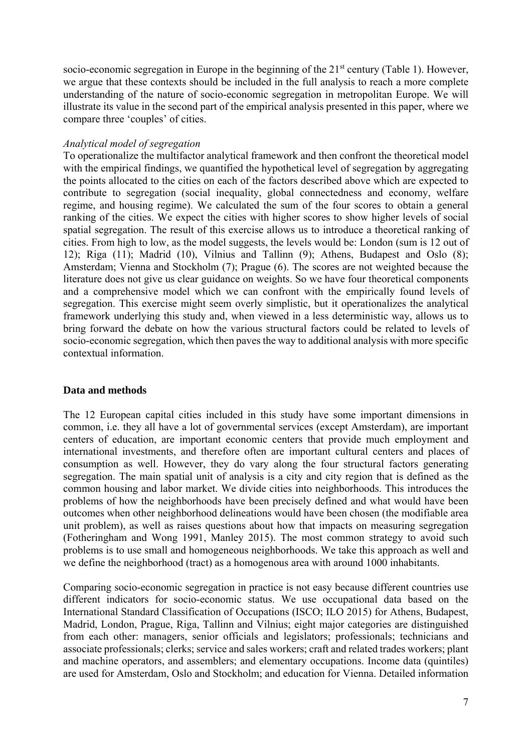socio-economic segregation in Europe in the beginning of the 21st century (Table 1). However, we argue that these contexts should be included in the full analysis to reach a more complete understanding of the nature of socio-economic segregation in metropolitan Europe. We will illustrate its value in the second part of the empirical analysis presented in this paper, where we compare three 'couples' of cities.

*Analytical model of segregation*

To operationalize the multifactor analytical framework and then confront the theoretical model with the empirical findings, we quantified the hypothetical level of segregation by aggregating the points allocated to the cities on each of the factors described above which are expected to contribute to segregation (social inequality, global connectedness and economy, welfare regime, and housing regime). We calculated the sum of the four scores to obtain a general ranking of the cities. We expect the cities with higher scores to show higher levels of social spatial segregation. The result of this exercise allows us to introduce a theoretical ranking of cities. From high to low, as the model suggests, the levels would be: London (sum is 12 out of 12); Riga (11); Madrid (10), Vilnius and Tallinn (9); Athens, Budapest and Oslo (8); Amsterdam; Vienna and Stockholm (7); Prague (6). The scores are not weighted because the literature does not give us clear guidance on weights. So we have four theoretical components and a comprehensive model which we can confront with the empirically found levels of segregation. This exercise might seem overly simplistic, but it operationalizes the analytical framework underlying this study and, when viewed in a less deterministic way, allows us to bring forward the debate on how the various structural factors could be related to levels of socio-economic segregation, which then paves the way to additional analysis with more specific contextual information.

## Data and methods

The 12 European capital cities included in this study have some important dimensions in common, i.e. they all have a lot of governmental services (except Amsterdam), are important centers of education, are important economic centers that provide much employment and international investments, and therefore often are important cultural centers and places of consumption as well. However, they do vary along the four structural factors generating segregation. The main spatial unit of analysis is a city and city region that is defined as the common housing and labor market. We divide cities into neighborhoods. This introduces the problems of how the neighborhoods have been precisely defined and what would have been outcomes when other neighborhood delineations would have been chosen (the modifiable area unit problem), as well as raises questions about how that impacts on measuring segregation (Fotheringham and Wong 1991, Manley 2015). The most common strategy to avoid such problems is to use small and homogeneous neighborhoods. We take this approach as well and we define the neighborhood (tract) as a homogenous area with around 1000 inhabitants.

Comparing socio-economic segregation in practice is not easy because different countries use different indicators for socio-economic status. We use occupational data based on the International Standard Classification of Occupations (ISCO; ILO 2015) for Athens, Budapest, Madrid, London, Prague, Riga, Tallinn and Vilnius; eight major categories are distinguished from each other: managers, senior officials and legislators; professionals; technicians and associate professionals; clerks; service and sales workers; craft and related trades workers; plant and machine operators, and assemblers; and elementary occupations. Income data (quintiles) are used for Amsterdam, Oslo and Stockholm; and education for Vienna. Detailed information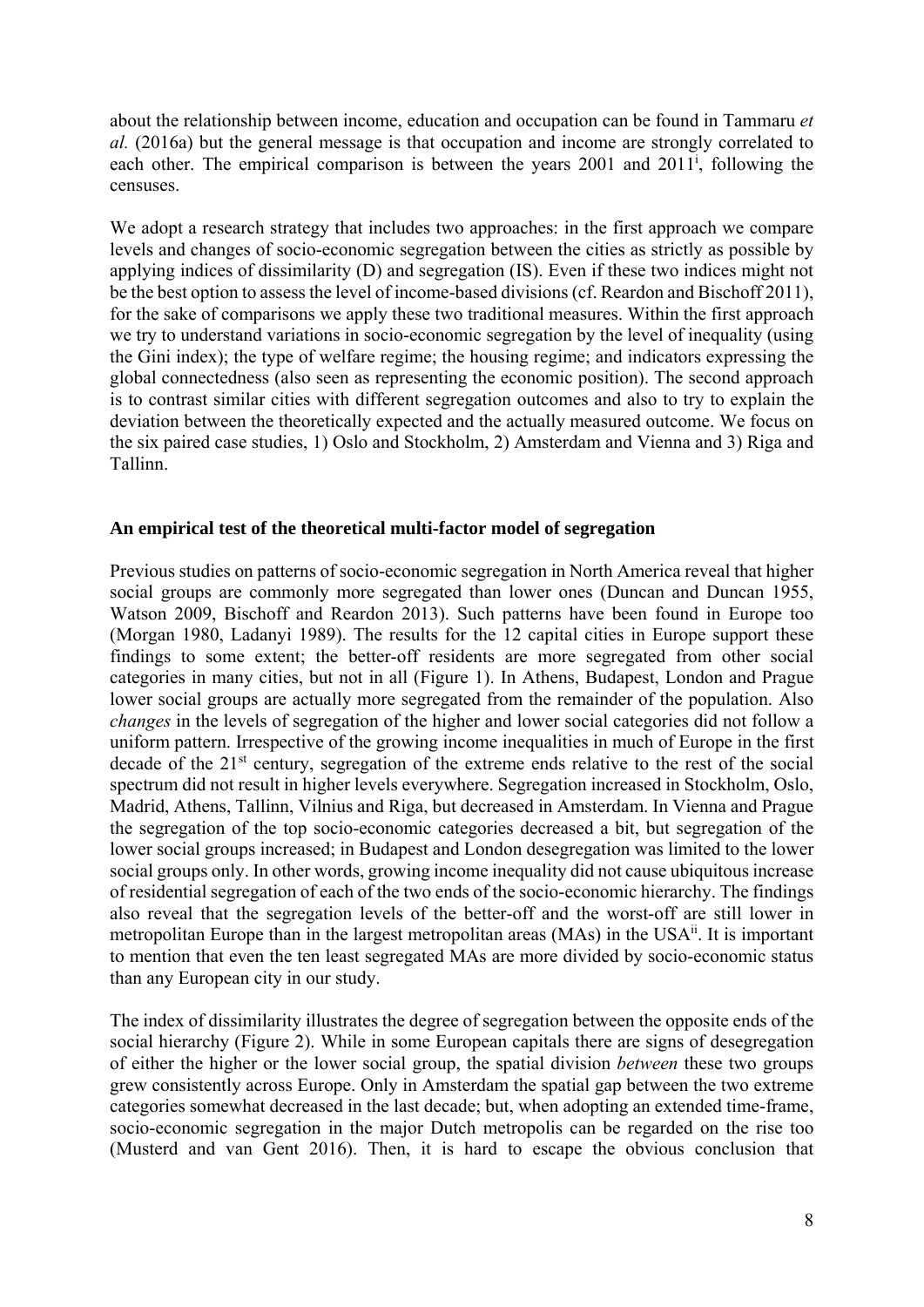about the relationship between income, education and occupation can be found in Tammaru *et al.* (2016a) but the general message is that occupation and income are strongly correlated to each other. The empirical comparison is between the years 2001 and 2011[i], following the censuses.

We adopt a research strategy that includes two approaches: in the first approach we compare levels and changes of socio-economic segregation between the cities as strictly as possible by applying indices of dissimilarity (D) and segregation (IS). Even if these two indices might not be the best option to assess the level of income-based divisions (cf. Reardon and Bischoff 2011), for the sake of comparisons we apply these two traditional measures. Within the first approach we try to understand variations in socio-economic segregation by the level of inequality (using the Gini index); the type of welfare regime; the housing regime; and indicators expressing the global connectedness (also seen as representing the economic position). The second approach is to contrast similar cities with different segregation outcomes and also to try to explain the deviation between the theoretically expected and the actually measured outcome. We focus on the six paired case studies, 1) Oslo and Stockholm, 2) Amsterdam and Vienna and 3) Riga and Tallinn.

## An empirical test of the theoretical multi-factor model of segregation

Previous studies on patterns of socio-economic segregation in North America reveal that higher social groups are commonly more segregated than lower ones (Duncan and Duncan 1955, Watson 2009, Bischoff and Reardon 2013). Such patterns have been found in Europe too (Morgan 1980, Ladanyi 1989). The results for the 12 capital cities in Europe support these findings to some extent; the better-off residents are more segregated from other social categories in many cities, but not in all (Figure 1). In Athens, Budapest, London and Prague lower social groups are actually more segregated from the remainder of the population. Also *changes* in the levels of segregation of the higher and lower social categories did not follow a uniform pattern. Irrespective of the growing income inequalities in much of Europe in the first decade of the 21st century, segregation of the extreme ends relative to the rest of the social spectrum did not result in higher levels everywhere. Segregation increased in Stockholm, Oslo, Madrid, Athens, Tallinn, Vilnius and Riga, but decreased in Amsterdam. In Vienna and Prague the segregation of the top socio-economic categories decreased a bit, but segregation of the lower social groups increased; in Budapest and London desegregation was limited to the lower social groups only. In other words, growing income inequality did not cause ubiquitous increase of residential segregation of each of the two ends of the socio-economic hierarchy. The findings also reveal that the segregation levels of the better-off and the worst-off are still lower in metropolitan Europe than in the largest metropolitan areas (MAs) in the USA[ii]. It is important to mention that even the ten least segregated MAs are more divided by socio-economic status than any European city in our study.

The index of dissimilarity illustrates the degree of segregation between the opposite ends of the social hierarchy (Figure 2). While in some European capitals there are signs of desegregation of either the higher or the lower social group, the spatial division *between* these two groups grew consistently across Europe. Only in Amsterdam the spatial gap between the two extreme categories somewhat decreased in the last decade; but, when adopting an extended time-frame, socio-economic segregation in the major Dutch metropolis can be regarded on the rise too (Musterd and van Gent 2016). Then, it is hard to escape the obvious conclusion that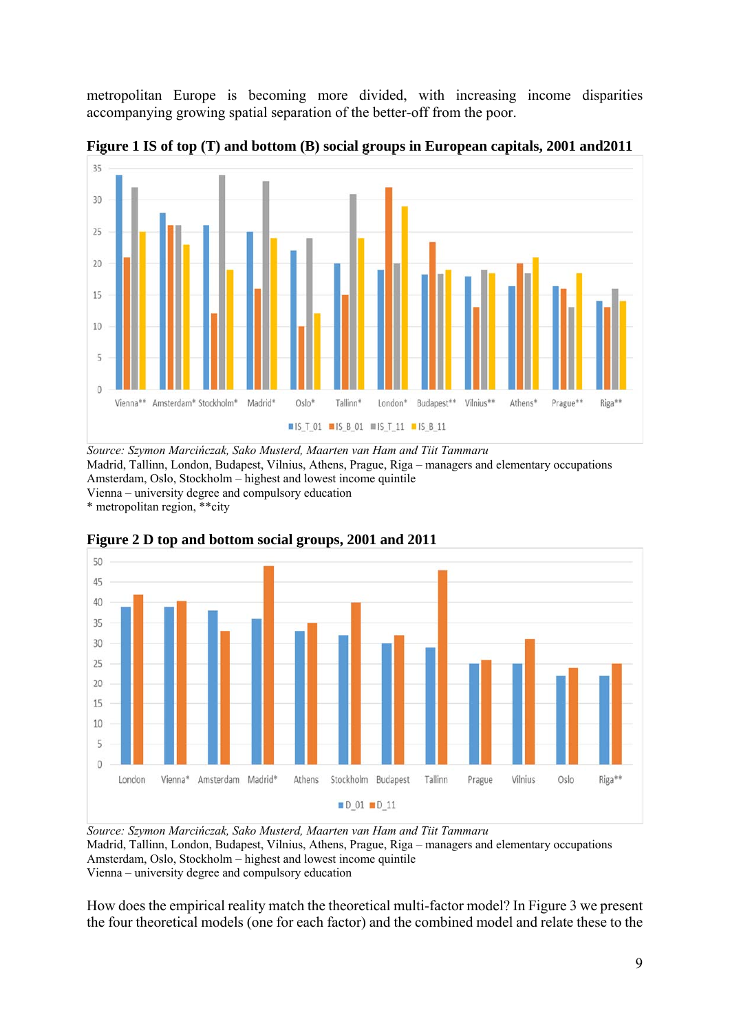metropolitan Europe is becoming more divided, with increasing income disparities accompanying growing spatial separation of the better-off from the poor.

**Figure 1 IS of top (T) and bottom (B) social groups in European capitals, 2001 and2011**

*Source: Szymon Marcińczak, Sako Musterd, Maarten van Ham and Tiit Tammaru*
Madrid, Tallinn, London, Budapest, Vilnius, Athens, Prague, Riga – managers and elementary occupations
Amsterdam, Oslo, Stockholm – highest and lowest income quintile
Vienna – university degree and compulsory education
\* metropolitan region, \*\*city

**Figure 2 D top and bottom social groups, 2001 and 2011**

*Source: Szymon Marcińczak, Sako Musterd, Maarten van Ham and Tiit Tammaru*
Madrid, Tallinn, London, Budapest, Vilnius, Athens, Prague, Riga – managers and elementary occupations
Amsterdam, Oslo, Stockholm – highest and lowest income quintile
Vienna – university degree and compulsory education

How does the empirical reality match the theoretical multi-factor model? In Figure 3 we present the four theoretical models (one for each factor) and the combined model and relate these to the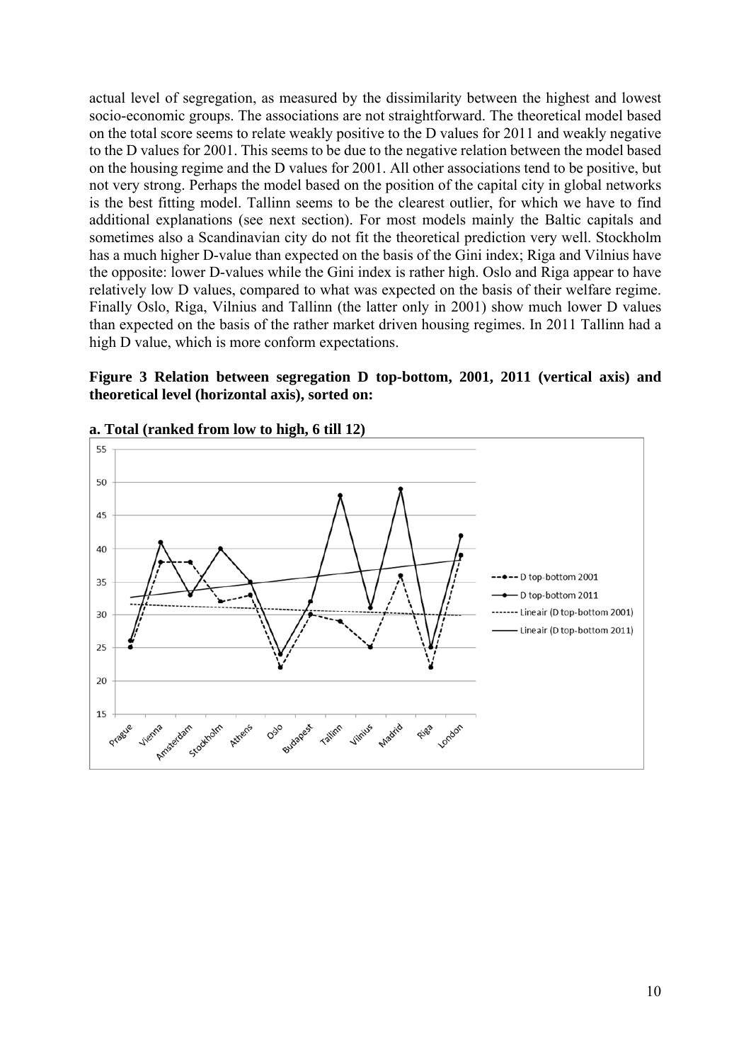actual level of segregation, as measured by the dissimilarity between the highest and lowest socio-economic groups. The associations are not straightforward. The theoretical model based on the total score seems to relate weakly positive to the D values for 2011 and weakly negative to the D values for 2001. This seems to be due to the negative relation between the model based on the housing regime and the D values for 2001. All other associations tend to be positive, but not very strong. Perhaps the model based on the position of the capital city in global networks is the best fitting model. Tallinn seems to be the clearest outlier, for which we have to find additional explanations (see next section). For most models mainly the Baltic capitals and sometimes also a Scandinavian city do not fit the theoretical prediction very well. Stockholm has a much higher D-value than expected on the basis of the Gini index; Riga and Vilnius have the opposite: lower D-values while the Gini index is rather high. Oslo and Riga appear to have relatively low D values, compared to what was expected on the basis of their welfare regime. Finally Oslo, Riga, Vilnius and Tallinn (the latter only in 2001) show much lower D values than expected on the basis of the rather market driven housing regimes. In 2011 Tallinn had a high D value, which is more conform expectations.

**Figure 3 Relation between segregation D top-bottom, 2001, 2011 (vertical axis) and theoretical level (horizontal axis), sorted on:**

**a. Total (ranked from low to high, 6 till 12)**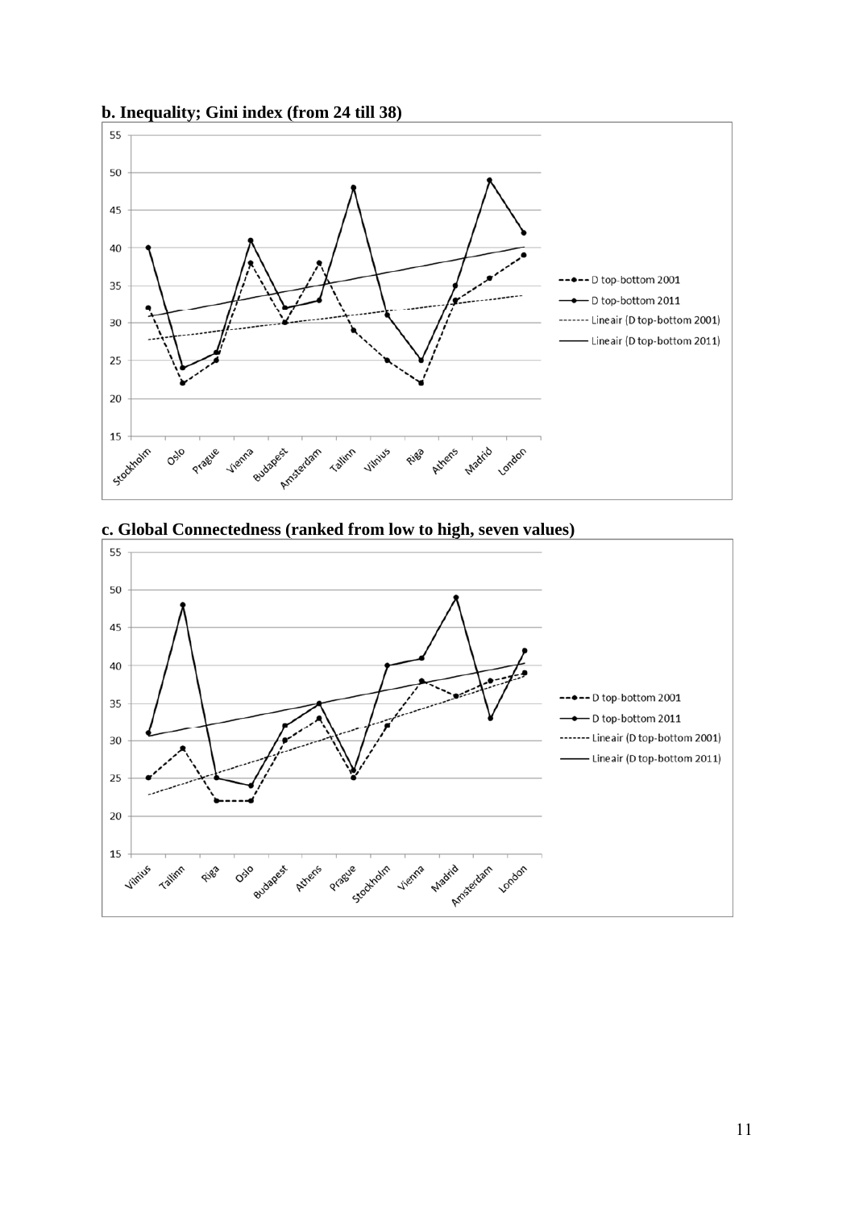**b. Inequality; Gini index (from 24 till 38)**

**c. Global Connectedness (ranked from low to high, seven values)**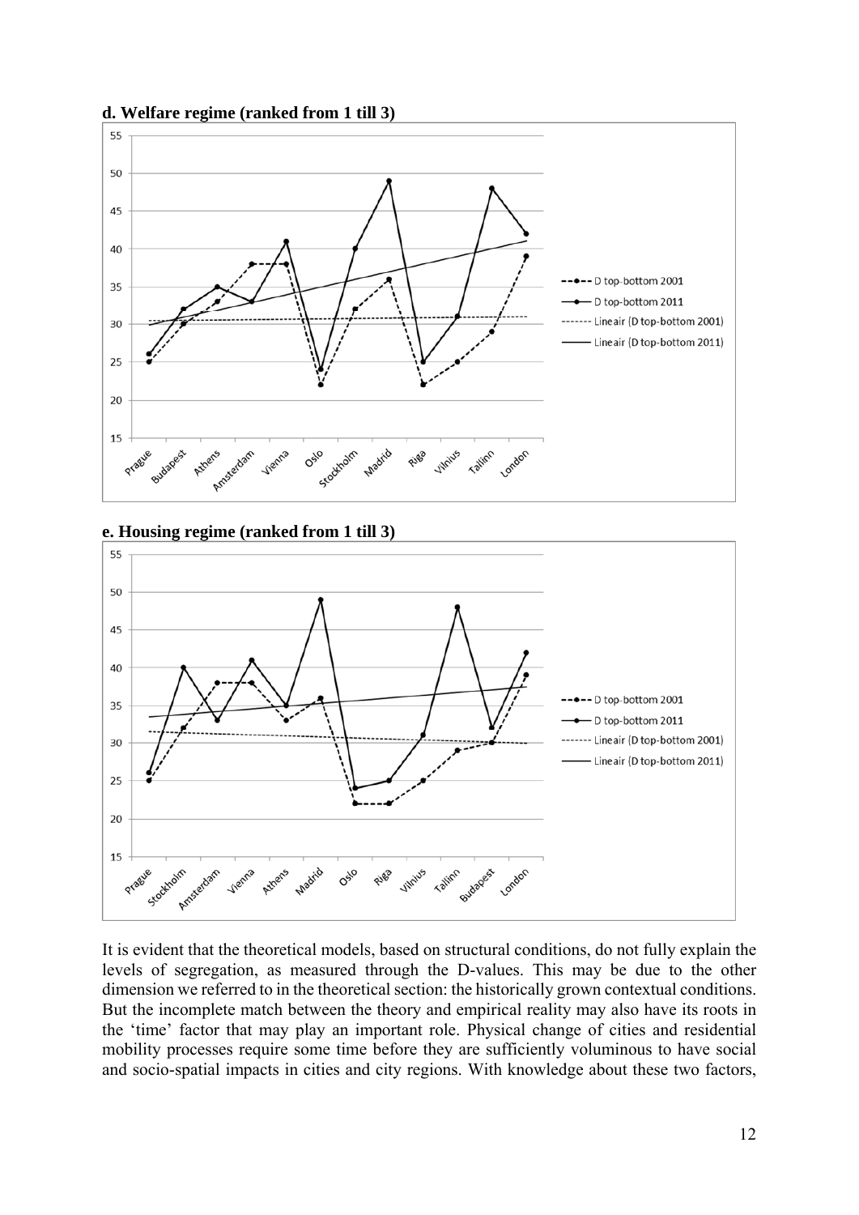**d. Welfare regime (ranked from 1 till 3)**

**e. Housing regime (ranked from 1 till 3)**

It is evident that the theoretical models, based on structural conditions, do not fully explain the levels of segregation, as measured through the D-values. This may be due to the other dimension we referred to in the theoretical section: the historically grown contextual conditions. But the incomplete match between the theory and empirical reality may also have its roots in the 'time' factor that may play an important role. Physical change of cities and residential mobility processes require some time before they are sufficiently voluminous to have social and socio-spatial impacts in cities and city regions. With knowledge about these two factors,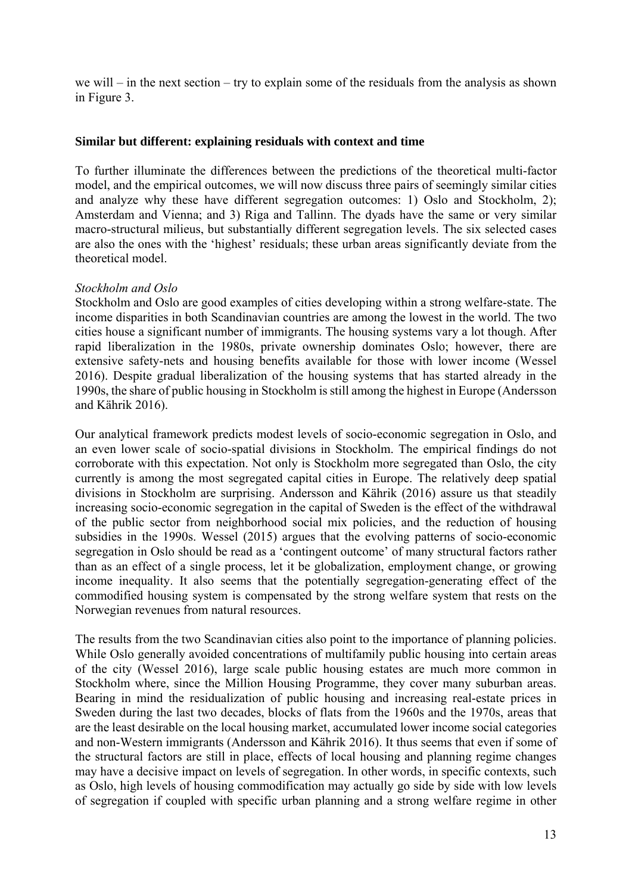we will – in the next section – try to explain some of the residuals from the analysis as shown in Figure 3.

## Similar but different: explaining residuals with context and time

To further illuminate the differences between the predictions of the theoretical multi-factor model, and the empirical outcomes, we will now discuss three pairs of seemingly similar cities and analyze why these have different segregation outcomes: 1) Oslo and Stockholm, 2); Amsterdam and Vienna; and 3) Riga and Tallinn. The dyads have the same or very similar macro-structural milieus, but substantially different segregation levels. The six selected cases are also the ones with the 'highest' residuals; these urban areas significantly deviate from the theoretical model.

*Stockholm and Oslo*

Stockholm and Oslo are good examples of cities developing within a strong welfare-state. The income disparities in both Scandinavian countries are among the lowest in the world. The two cities house a significant number of immigrants. The housing systems vary a lot though. After rapid liberalization in the 1980s, private ownership dominates Oslo; however, there are extensive safety-nets and housing benefits available for those with lower income (Wessel 2016). Despite gradual liberalization of the housing systems that has started already in the 1990s, the share of public housing in Stockholm is still among the highest in Europe (Andersson and Kährik 2016).

Our analytical framework predicts modest levels of socio-economic segregation in Oslo, and an even lower scale of socio-spatial divisions in Stockholm. The empirical findings do not corroborate with this expectation. Not only is Stockholm more segregated than Oslo, the city currently is among the most segregated capital cities in Europe. The relatively deep spatial divisions in Stockholm are surprising. Andersson and Kährik (2016) assure us that steadily increasing socio-economic segregation in the capital of Sweden is the effect of the withdrawal of the public sector from neighborhood social mix policies, and the reduction of housing subsidies in the 1990s. Wessel (2015) argues that the evolving patterns of socio-economic segregation in Oslo should be read as a 'contingent outcome' of many structural factors rather than as an effect of a single process, let it be globalization, employment change, or growing income inequality. It also seems that the potentially segregation-generating effect of the commodified housing system is compensated by the strong welfare system that rests on the Norwegian revenues from natural resources.

The results from the two Scandinavian cities also point to the importance of planning policies. While Oslo generally avoided concentrations of multifamily public housing into certain areas of the city (Wessel 2016), large scale public housing estates are much more common in Stockholm where, since the Million Housing Programme, they cover many suburban areas. Bearing in mind the residualization of public housing and increasing real-estate prices in Sweden during the last two decades, blocks of flats from the 1960s and the 1970s, areas that are the least desirable on the local housing market, accumulated lower income social categories and non-Western immigrants (Andersson and Kährik 2016). It thus seems that even if some of the structural factors are still in place, effects of local housing and planning regime changes may have a decisive impact on levels of segregation. In other words, in specific contexts, such as Oslo, high levels of housing commodification may actually go side by side with low levels of segregation if coupled with specific urban planning and a strong welfare regime in other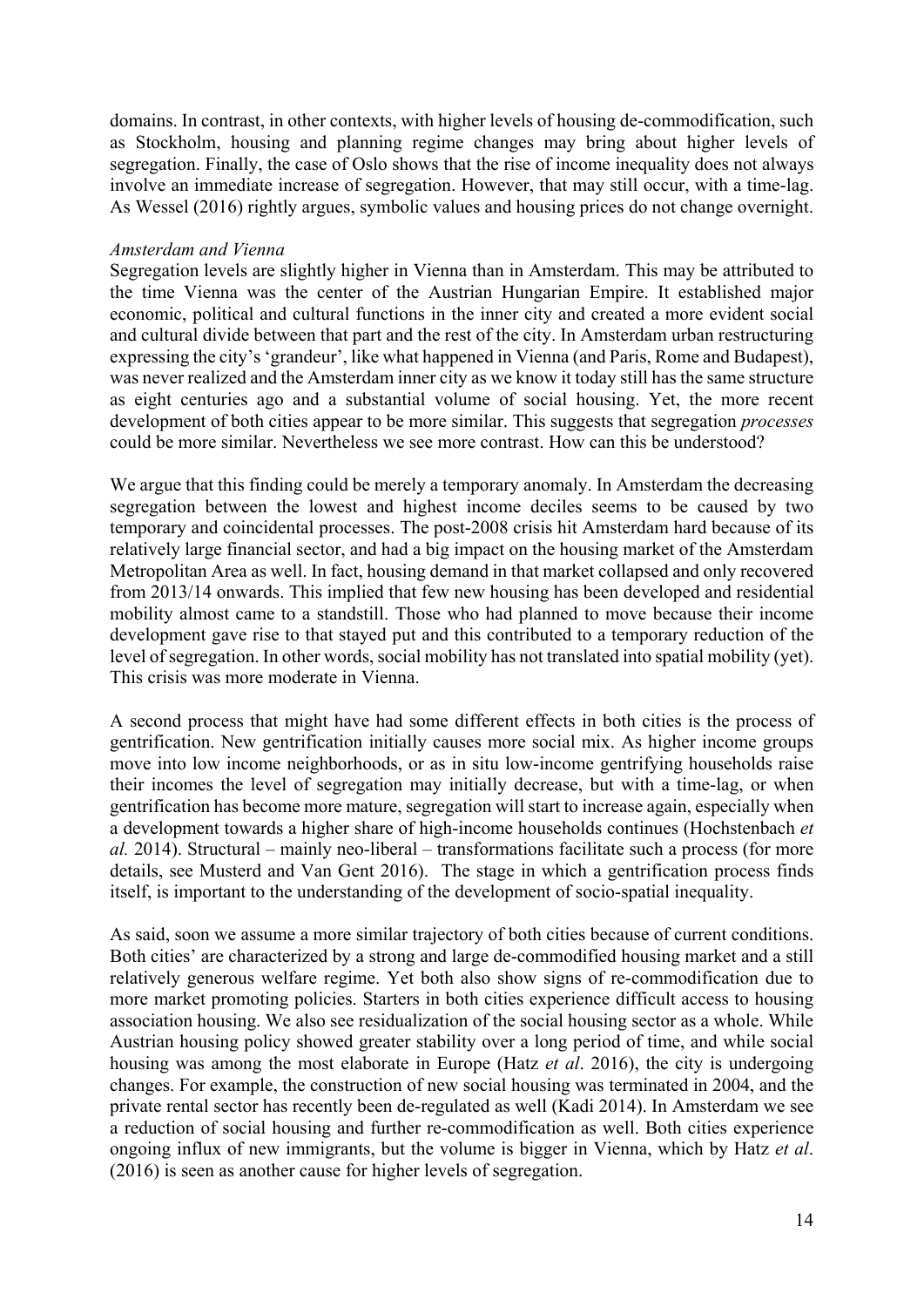domains. In contrast, in other contexts, with higher levels of housing de-commodification, such as Stockholm, housing and planning regime changes may bring about higher levels of segregation. Finally, the case of Oslo shows that the rise of income inequality does not always involve an immediate increase of segregation. However, that may still occur, with a time-lag. As Wessel (2016) rightly argues, symbolic values and housing prices do not change overnight.

*Amsterdam and Vienna*

Segregation levels are slightly higher in Vienna than in Amsterdam. This may be attributed to the time Vienna was the center of the Austrian Hungarian Empire. It established major economic, political and cultural functions in the inner city and created a more evident social and cultural divide between that part and the rest of the city. In Amsterdam urban restructuring expressing the city's 'grandeur', like what happened in Vienna (and Paris, Rome and Budapest), was never realized and the Amsterdam inner city as we know it today still has the same structure as eight centuries ago and a substantial volume of social housing. Yet, the more recent development of both cities appear to be more similar. This suggests that segregation *processes* could be more similar. Nevertheless we see more contrast. How can this be understood?

We argue that this finding could be merely a temporary anomaly. In Amsterdam the decreasing segregation between the lowest and highest income deciles seems to be caused by two temporary and coincidental processes. The post-2008 crisis hit Amsterdam hard because of its relatively large financial sector, and had a big impact on the housing market of the Amsterdam Metropolitan Area as well. In fact, housing demand in that market collapsed and only recovered from 2013/14 onwards. This implied that few new housing has been developed and residential mobility almost came to a standstill. Those who had planned to move because their income development gave rise to that stayed put and this contributed to a temporary reduction of the level of segregation. In other words, social mobility has not translated into spatial mobility (yet). This crisis was more moderate in Vienna.

A second process that might have had some different effects in both cities is the process of gentrification. New gentrification initially causes more social mix. As higher income groups move into low income neighborhoods, or as in situ low-income gentrifying households raise their incomes the level of segregation may initially decrease, but with a time-lag, or when gentrification has become more mature, segregation will start to increase again, especially when a development towards a higher share of high-income households continues (Hochstenbach *et al.* 2014). Structural – mainly neo-liberal – transformations facilitate such a process (for more details, see Musterd and Van Gent 2016). The stage in which a gentrification process finds itself, is important to the understanding of the development of socio-spatial inequality.

As said, soon we assume a more similar trajectory of both cities because of current conditions. Both cities' are characterized by a strong and large de-commodified housing market and a still relatively generous welfare regime. Yet both also show signs of re-commodification due to more market promoting policies. Starters in both cities experience difficult access to housing association housing. We also see residualization of the social housing sector as a whole. While Austrian housing policy showed greater stability over a long period of time, and while social housing was among the most elaborate in Europe (Hatz *et al*. 2016), the city is undergoing changes. For example, the construction of new social housing was terminated in 2004, and the private rental sector has recently been de-regulated as well (Kadi 2014). In Amsterdam we see a reduction of social housing and further re-commodification as well. Both cities experience ongoing influx of new immigrants, but the volume is bigger in Vienna, which by Hatz *et al*. (2016) is seen as another cause for higher levels of segregation.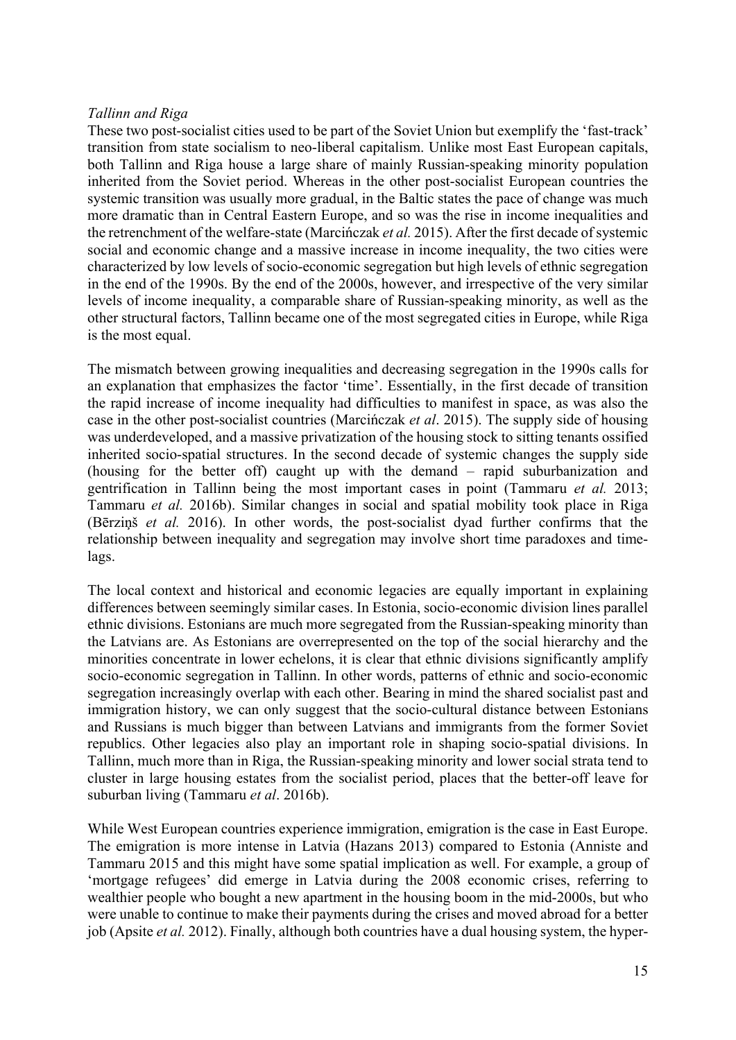*Tallinn and Riga*

These two post-socialist cities used to be part of the Soviet Union but exemplify the 'fast-track' transition from state socialism to neo-liberal capitalism. Unlike most East European capitals, both Tallinn and Riga house a large share of mainly Russian-speaking minority population inherited from the Soviet period. Whereas in the other post-socialist European countries the systemic transition was usually more gradual, in the Baltic states the pace of change was much more dramatic than in Central Eastern Europe, and so was the rise in income inequalities and the retrenchment of the welfare-state (Marcińczak *et al.* 2015). After the first decade of systemic social and economic change and a massive increase in income inequality, the two cities were characterized by low levels of socio-economic segregation but high levels of ethnic segregation in the end of the 1990s. By the end of the 2000s, however, and irrespective of the very similar levels of income inequality, a comparable share of Russian-speaking minority, as well as the other structural factors, Tallinn became one of the most segregated cities in Europe, while Riga is the most equal.

The mismatch between growing inequalities and decreasing segregation in the 1990s calls for an explanation that emphasizes the factor 'time'. Essentially, in the first decade of transition the rapid increase of income inequality had difficulties to manifest in space, as was also the case in the other post-socialist countries (Marcińczak *et al*. 2015). The supply side of housing was underdeveloped, and a massive privatization of the housing stock to sitting tenants ossified inherited socio-spatial structures. In the second decade of systemic changes the supply side (housing for the better off) caught up with the demand – rapid suburbanization and gentrification in Tallinn being the most important cases in point (Tammaru *et al.* 2013; Tammaru *et al.* 2016b). Similar changes in social and spatial mobility took place in Riga (Bērziņš *et al.* 2016). In other words, the post-socialist dyad further confirms that the relationship between inequality and segregation may involve short time paradoxes and time-lags.

The local context and historical and economic legacies are equally important in explaining differences between seemingly similar cases. In Estonia, socio-economic division lines parallel ethnic divisions. Estonians are much more segregated from the Russian-speaking minority than the Latvians are. As Estonians are overrepresented on the top of the social hierarchy and the minorities concentrate in lower echelons, it is clear that ethnic divisions significantly amplify socio-economic segregation in Tallinn. In other words, patterns of ethnic and socio-economic segregation increasingly overlap with each other. Bearing in mind the shared socialist past and immigration history, we can only suggest that the socio-cultural distance between Estonians and Russians is much bigger than between Latvians and immigrants from the former Soviet republics. Other legacies also play an important role in shaping socio-spatial divisions. In Tallinn, much more than in Riga, the Russian-speaking minority and lower social strata tend to cluster in large housing estates from the socialist period, places that the better-off leave for suburban living (Tammaru *et al*. 2016b).

While West European countries experience immigration, emigration is the case in East Europe. The emigration is more intense in Latvia (Hazans 2013) compared to Estonia (Anniste and Tammaru 2015 and this might have some spatial implication as well. For example, a group of 'mortgage refugees' did emerge in Latvia during the 2008 economic crises, referring to wealthier people who bought a new apartment in the housing boom in the mid-2000s, but who were unable to continue to make their payments during the crises and moved abroad for a better job (Apsite *et al.* 2012). Finally, although both countries have a dual housing system, the hyper-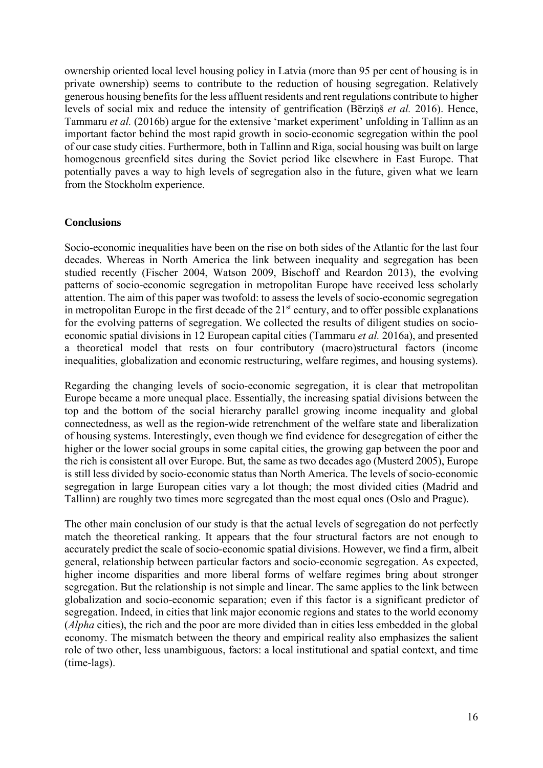ownership oriented local level housing policy in Latvia (more than 95 per cent of housing is in private ownership) seems to contribute to the reduction of housing segregation. Relatively generous housing benefits for the less affluent residents and rent regulations contribute to higher levels of social mix and reduce the intensity of gentrification (Bērziņš *et al.* 2016). Hence, Tammaru *et al.* (2016b) argue for the extensive 'market experiment' unfolding in Tallinn as an important factor behind the most rapid growth in socio-economic segregation within the pool of our case study cities. Furthermore, both in Tallinn and Riga, social housing was built on large homogenous greenfield sites during the Soviet period like elsewhere in East Europe. That potentially paves a way to high levels of segregation also in the future, given what we learn from the Stockholm experience.

## Conclusions

Socio-economic inequalities have been on the rise on both sides of the Atlantic for the last four decades. Whereas in North America the link between inequality and segregation has been studied recently (Fischer 2004, Watson 2009, Bischoff and Reardon 2013), the evolving patterns of socio-economic segregation in metropolitan Europe have received less scholarly attention. The aim of this paper was twofold: to assess the levels of socio-economic segregation in metropolitan Europe in the first decade of the 21st century, and to offer possible explanations for the evolving patterns of segregation. We collected the results of diligent studies on socio-economic spatial divisions in 12 European capital cities (Tammaru *et al.* 2016a), and presented a theoretical model that rests on four contributory (macro)structural factors (income inequalities, globalization and economic restructuring, welfare regimes, and housing systems).

Regarding the changing levels of socio-economic segregation, it is clear that metropolitan Europe became a more unequal place. Essentially, the increasing spatial divisions between the top and the bottom of the social hierarchy parallel growing income inequality and global connectedness, as well as the region-wide retrenchment of the welfare state and liberalization of housing systems. Interestingly, even though we find evidence for desegregation of either the higher or the lower social groups in some capital cities, the growing gap between the poor and the rich is consistent all over Europe. But, the same as two decades ago (Musterd 2005), Europe is still less divided by socio-economic status than North America. The levels of socio-economic segregation in large European cities vary a lot though; the most divided cities (Madrid and Tallinn) are roughly two times more segregated than the most equal ones (Oslo and Prague).

The other main conclusion of our study is that the actual levels of segregation do not perfectly match the theoretical ranking. It appears that the four structural factors are not enough to accurately predict the scale of socio-economic spatial divisions. However, we find a firm, albeit general, relationship between particular factors and socio-economic segregation. As expected, higher income disparities and more liberal forms of welfare regimes bring about stronger segregation. But the relationship is not simple and linear. The same applies to the link between globalization and socio-economic separation; even if this factor is a significant predictor of segregation. Indeed, in cities that link major economic regions and states to the world economy (*Alpha* cities), the rich and the poor are more divided than in cities less embedded in the global economy. The mismatch between the theory and empirical reality also emphasizes the salient role of two other, less unambiguous, factors: a local institutional and spatial context, and time (time-lags).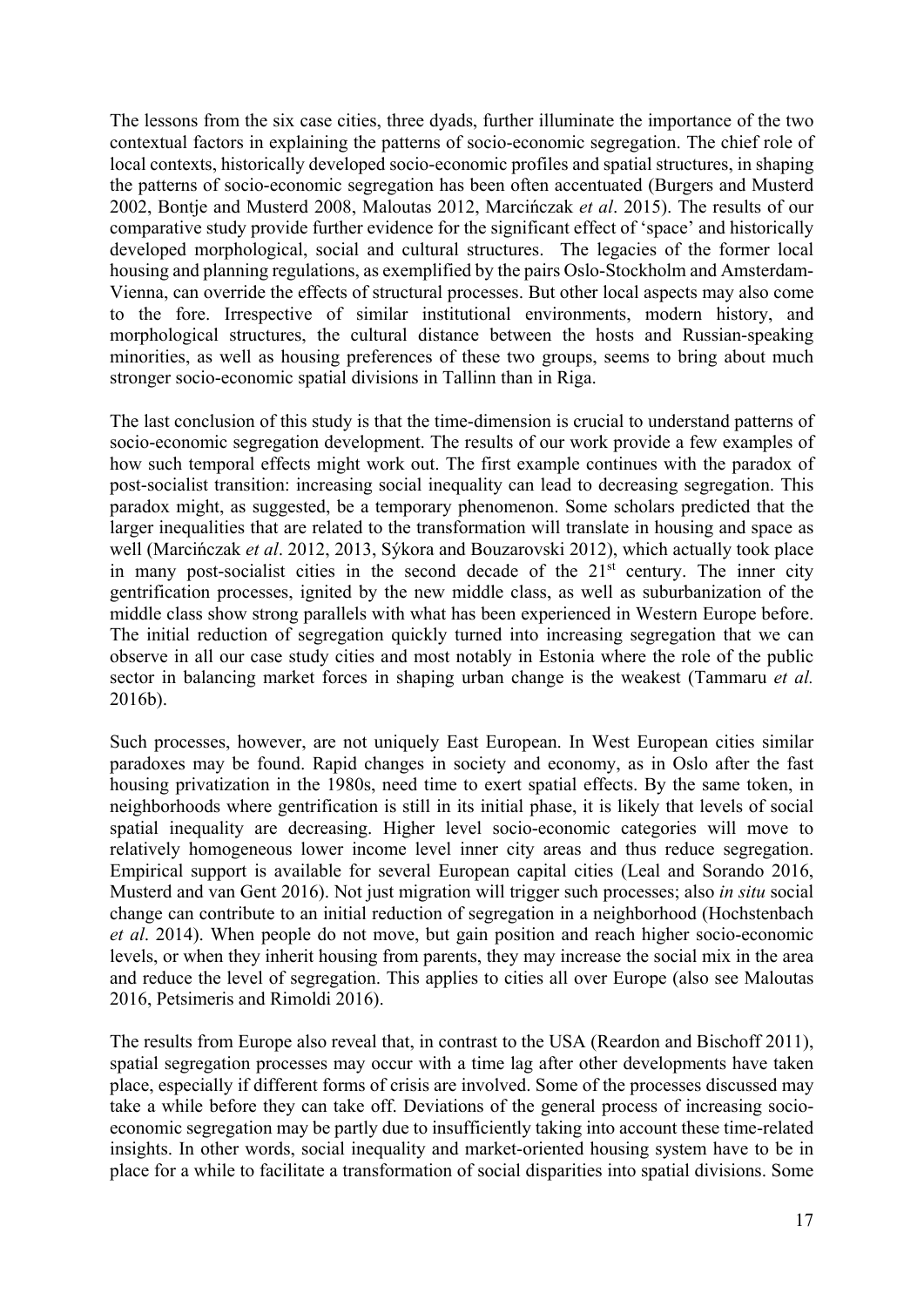The lessons from the six case cities, three dyads, further illuminate the importance of the two contextual factors in explaining the patterns of socio-economic segregation. The chief role of local contexts, historically developed socio-economic profiles and spatial structures, in shaping the patterns of socio-economic segregation has been often accentuated (Burgers and Musterd 2002, Bontje and Musterd 2008, Maloutas 2012, Marcińczak *et al*. 2015). The results of our comparative study provide further evidence for the significant effect of 'space' and historically developed morphological, social and cultural structures. The legacies of the former local housing and planning regulations, as exemplified by the pairs Oslo-Stockholm and Amsterdam-Vienna, can override the effects of structural processes. But other local aspects may also come to the fore. Irrespective of similar institutional environments, modern history, and morphological structures, the cultural distance between the hosts and Russian-speaking minorities, as well as housing preferences of these two groups, seems to bring about much stronger socio-economic spatial divisions in Tallinn than in Riga.

The last conclusion of this study is that the time-dimension is crucial to understand patterns of socio-economic segregation development. The results of our work provide a few examples of how such temporal effects might work out. The first example continues with the paradox of post-socialist transition: increasing social inequality can lead to decreasing segregation. This paradox might, as suggested, be a temporary phenomenon. Some scholars predicted that the larger inequalities that are related to the transformation will translate in housing and space as well (Marcińczak *et al*. 2012, 2013, Sýkora and Bouzarovski 2012), which actually took place in many post-socialist cities in the second decade of the 21st century. The inner city gentrification processes, ignited by the new middle class, as well as suburbanization of the middle class show strong parallels with what has been experienced in Western Europe before. The initial reduction of segregation quickly turned into increasing segregation that we can observe in all our case study cities and most notably in Estonia where the role of the public sector in balancing market forces in shaping urban change is the weakest (Tammaru *et al.* 2016b).

Such processes, however, are not uniquely East European. In West European cities similar paradoxes may be found. Rapid changes in society and economy, as in Oslo after the fast housing privatization in the 1980s, need time to exert spatial effects. By the same token, in neighborhoods where gentrification is still in its initial phase, it is likely that levels of social spatial inequality are decreasing. Higher level socio-economic categories will move to relatively homogeneous lower income level inner city areas and thus reduce segregation. Empirical support is available for several European capital cities (Leal and Sorando 2016, Musterd and van Gent 2016). Not just migration will trigger such processes; also *in situ* social change can contribute to an initial reduction of segregation in a neighborhood (Hochstenbach *et al*. 2014). When people do not move, but gain position and reach higher socio-economic levels, or when they inherit housing from parents, they may increase the social mix in the area and reduce the level of segregation. This applies to cities all over Europe (also see Maloutas 2016, Petsimeris and Rimoldi 2016).

The results from Europe also reveal that, in contrast to the USA (Reardon and Bischoff 2011), spatial segregation processes may occur with a time lag after other developments have taken place, especially if different forms of crisis are involved. Some of the processes discussed may take a while before they can take off. Deviations of the general process of increasing socio-economic segregation may be partly due to insufficiently taking into account these time-related insights. In other words, social inequality and market-oriented housing system have to be in place for a while to facilitate a transformation of social disparities into spatial divisions. Some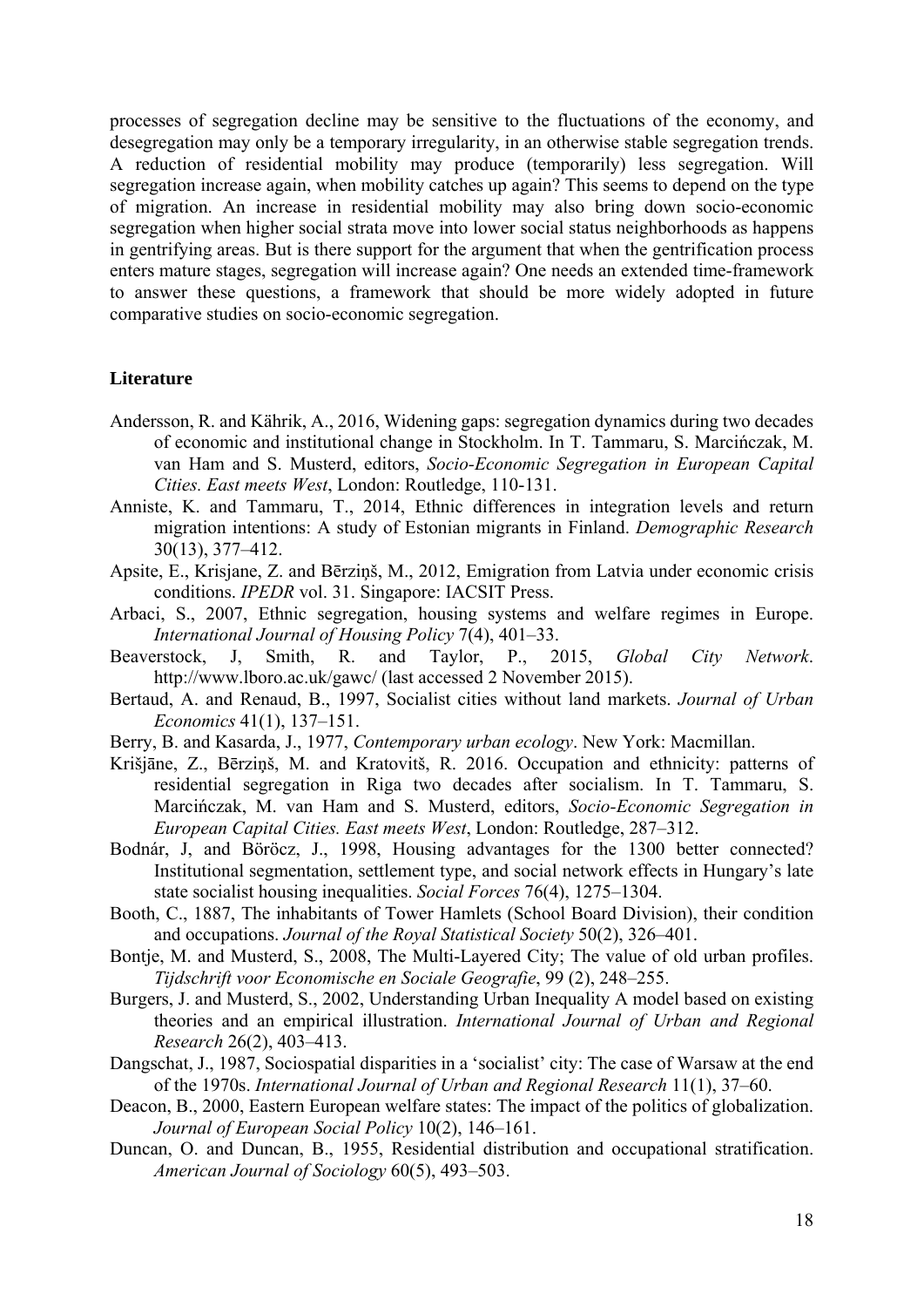processes of segregation decline may be sensitive to the fluctuations of the economy, and desegregation may only be a temporary irregularity, in an otherwise stable segregation trends. A reduction of residential mobility may produce (temporarily) less segregation. Will segregation increase again, when mobility catches up again? This seems to depend on the type of migration. An increase in residential mobility may also bring down socio-economic segregation when higher social strata move into lower social status neighborhoods as happens in gentrifying areas. But is there support for the argument that when the gentrification process enters mature stages, segregation will increase again? One needs an extended time-framework to answer these questions, a framework that should be more widely adopted in future comparative studies on socio-economic segregation.

## Literature

Andersson, R. and Kährik, A., 2016, Widening gaps: segregation dynamics during two decades of economic and institutional change in Stockholm. In T. Tammaru, S. Marcińczak, M. van Ham and S. Musterd, editors, *Socio-Economic Segregation in European Capital Cities. East meets West*, London: Routledge, 110-131.

Anniste, K. and Tammaru, T., 2014, Ethnic differences in integration levels and return migration intentions: A study of Estonian migrants in Finland. *Demographic Research* 30(13), 377–412.

Apsite, E., Krisjane, Z. and Bērziņš, M., 2012, Emigration from Latvia under economic crisis conditions. *IPEDR* vol. 31. Singapore: IACSIT Press.

Arbaci, S., 2007, Ethnic segregation, housing systems and welfare regimes in Europe. *International Journal of Housing Policy* 7(4), 401–33.

Beaverstock, J, Smith, R. and Taylor, P., 2015, *Global City Network*. http://www.lboro.ac.uk/gawc/ (last accessed 2 November 2015).

Bertaud, A. and Renaud, B., 1997, Socialist cities without land markets. *Journal of Urban Economics* 41(1), 137–151.

Berry, B. and Kasarda, J., 1977, *Contemporary urban ecology*. New York: Macmillan.

Krišjāne, Z., Bērziņš, M. and Kratovitš, R. 2016. Occupation and ethnicity: patterns of residential segregation in Riga two decades after socialism. In T. Tammaru, S. Marcińczak, M. van Ham and S. Musterd, editors, *Socio-Economic Segregation in European Capital Cities. East meets West*, London: Routledge, 287–312.

Bodnár, J, and Böröcz, J., 1998, Housing advantages for the 1300 better connected? Institutional segmentation, settlement type, and social network effects in Hungary's late state socialist housing inequalities. *Social Forces* 76(4), 1275–1304.

Booth, C., 1887, The inhabitants of Tower Hamlets (School Board Division), their condition and occupations. *Journal of the Royal Statistical Society* 50(2), 326–401.

Bontje, M. and Musterd, S., 2008, The Multi-Layered City; The value of old urban profiles. *Tijdschrift voor Economische en Sociale Geografie*, 99 (2), 248–255.

Burgers, J. and Musterd, S., 2002, Understanding Urban Inequality A model based on existing theories and an empirical illustration. *International Journal of Urban and Regional Research* 26(2), 403–413.

Dangschat, J., 1987, Sociospatial disparities in a 'socialist' city: The case of Warsaw at the end of the 1970s. *International Journal of Urban and Regional Research* 11(1), 37–60.

Deacon, B., 2000, Eastern European welfare states: The impact of the politics of globalization. *Journal of European Social Policy* 10(2), 146–161.

Duncan, O. and Duncan, B., 1955, Residential distribution and occupational stratification. *American Journal of Sociology* 60(5), 493–503.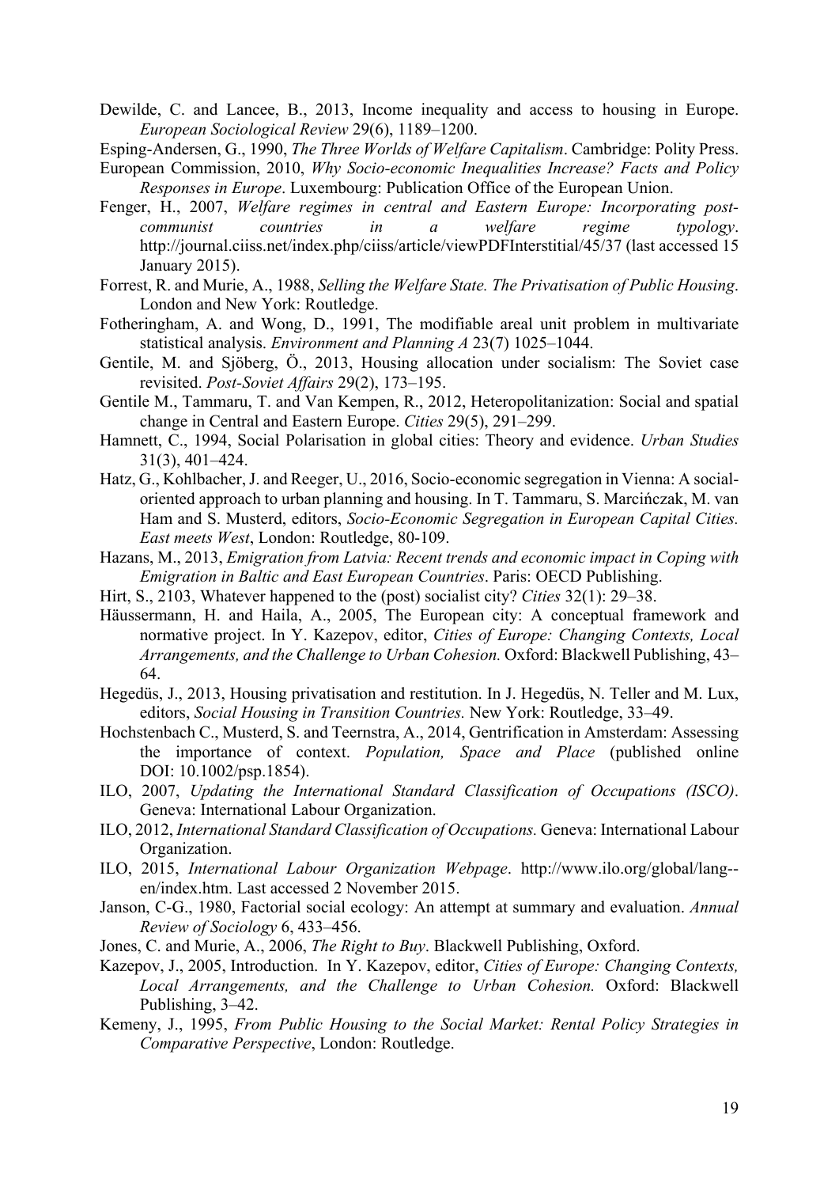Dewilde, C. and Lancee, B., 2013, Income inequality and access to housing in Europe. *European Sociological Review* 29(6), 1189–1200.

Esping-Andersen, G., 1990, *The Three Worlds of Welfare Capitalism*. Cambridge: Polity Press.

European Commission, 2010, *Why Socio-economic Inequalities Increase? Facts and Policy Responses in Europe*. Luxembourg: Publication Office of the European Union.

Fenger, H., 2007, *Welfare regimes in central and Eastern Europe: Incorporating post-communist countries in a welfare regime typology*. http://journal.ciiss.net/index.php/ciiss/article/viewPDFInterstitial/45/37 (last accessed 15 January 2015).

Forrest, R. and Murie, A., 1988, *Selling the Welfare State. The Privatisation of Public Housing*. London and New York: Routledge.

Fotheringham, A. and Wong, D., 1991, The modifiable areal unit problem in multivariate statistical analysis. *Environment and Planning A* 23(7) 1025–1044.

Gentile, M. and Sjöberg, Ö., 2013, Housing allocation under socialism: The Soviet case revisited. *Post-Soviet Affairs* 29(2), 173–195.

Gentile M., Tammaru, T. and Van Kempen, R., 2012, Heteropolitanization: Social and spatial change in Central and Eastern Europe. *Cities* 29(5), 291–299.

Hamnett, C., 1994, Social Polarisation in global cities: Theory and evidence. *Urban Studies* 31(3), 401–424.

Hatz, G., Kohlbacher, J. and Reeger, U., 2016, Socio-economic segregation in Vienna: A social-oriented approach to urban planning and housing. In T. Tammaru, S. Marcińczak, M. van Ham and S. Musterd, editors, *Socio-Economic Segregation in European Capital Cities. East meets West*, London: Routledge, 80-109.

Hazans, M., 2013, *Emigration from Latvia: Recent trends and economic impact in Coping with Emigration in Baltic and East European Countries*. Paris: OECD Publishing.

Hirt, S., 2103, Whatever happened to the (post) socialist city? *Cities* 32(1): 29–38.

Häussermann, H. and Haila, A., 2005, The European city: A conceptual framework and normative project. In Y. Kazepov, editor, *Cities of Europe: Changing Contexts, Local Arrangements, and the Challenge to Urban Cohesion.* Oxford: Blackwell Publishing, 43–64.

Hegedüs, J., 2013, Housing privatisation and restitution. In J. Hegedüs, N. Teller and M. Lux, editors, *Social Housing in Transition Countries.* New York: Routledge, 33–49.

Hochstenbach C., Musterd, S. and Teernstra, A., 2014, Gentrification in Amsterdam: Assessing the importance of context. *Population, Space and Place* (published online DOI: 10.1002/psp.1854).

ILO, 2007, *Updating the International Standard Classification of Occupations (ISCO)*. Geneva: International Labour Organization.

ILO, 2012, *International Standard Classification of Occupations.* Geneva: International Labour Organization.

ILO, 2015, *International Labour Organization Webpage*. http://www.ilo.org/global/lang--en/index.htm. Last accessed 2 November 2015.

Janson, C-G., 1980, Factorial social ecology: An attempt at summary and evaluation. *Annual Review of Sociology* 6, 433–456.

Jones, C. and Murie, A., 2006, *The Right to Buy*. Blackwell Publishing, Oxford.

Kazepov, J., 2005, Introduction. In Y. Kazepov, editor, *Cities of Europe: Changing Contexts, Local Arrangements, and the Challenge to Urban Cohesion.* Oxford: Blackwell Publishing, 3–42.

Kemeny, J., 1995, *From Public Housing to the Social Market: Rental Policy Strategies in Comparative Perspective*, London: Routledge.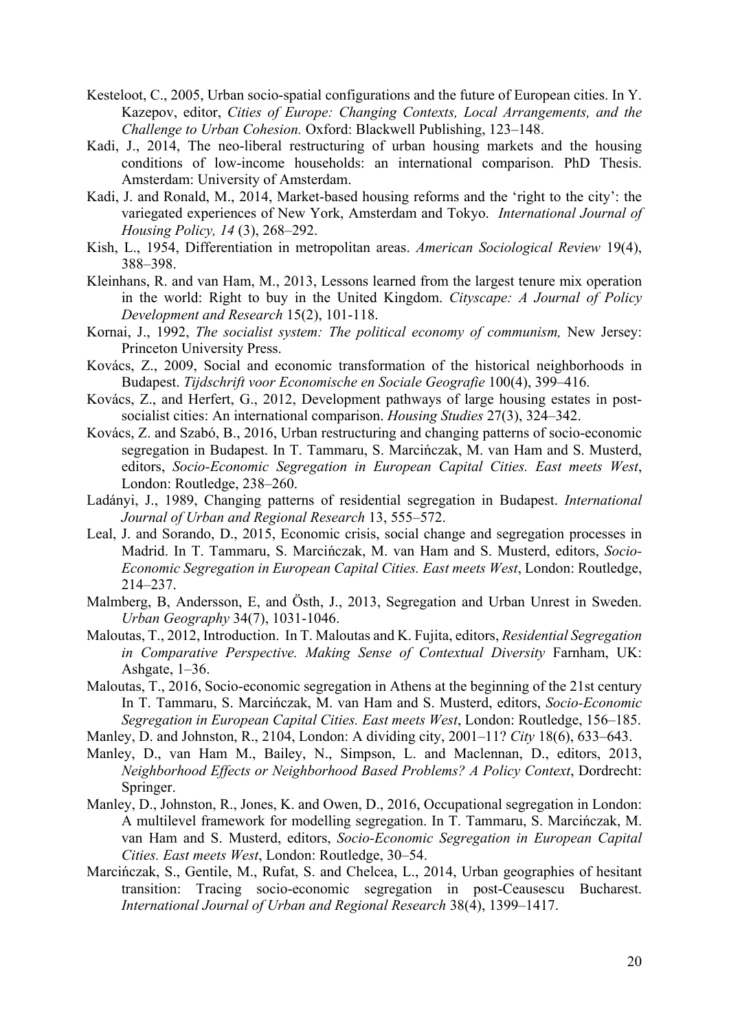Kesteloot, C., 2005, Urban socio-spatial configurations and the future of European cities. In Y. Kazepov, editor, *Cities of Europe: Changing Contexts, Local Arrangements, and the Challenge to Urban Cohesion.* Oxford: Blackwell Publishing, 123–148.

Kadi, J., 2014, The neo-liberal restructuring of urban housing markets and the housing conditions of low-income households: an international comparison. PhD Thesis. Amsterdam: University of Amsterdam.

Kadi, J. and Ronald, M., 2014, Market-based housing reforms and the 'right to the city': the variegated experiences of New York, Amsterdam and Tokyo. *International Journal of Housing Policy, 14* (3), 268–292.

Kish, L., 1954, Differentiation in metropolitan areas. *American Sociological Review* 19(4), 388–398.

Kleinhans, R. and van Ham, M., 2013, Lessons learned from the largest tenure mix operation in the world: Right to buy in the United Kingdom. *Cityscape: A Journal of Policy Development and Research* 15(2), 101-118.

Kornai, J., 1992, *The socialist system: The political economy of communism,* New Jersey: Princeton University Press.

Kovács, Z., 2009, Social and economic transformation of the historical neighborhoods in Budapest. *Tijdschrift voor Economische en Sociale Geografie* 100(4), 399–416.

Kovács, Z., and Herfert, G., 2012, Development pathways of large housing estates in post-socialist cities: An international comparison. *Housing Studies* 27(3), 324–342.

Kovács, Z. and Szabó, B., 2016, Urban restructuring and changing patterns of socio-economic segregation in Budapest. In T. Tammaru, S. Marcińczak, M. van Ham and S. Musterd, editors, *Socio-Economic Segregation in European Capital Cities. East meets West*, London: Routledge, 238–260.

Ladányi, J., 1989, Changing patterns of residential segregation in Budapest. *International Journal of Urban and Regional Research* 13, 555–572.

Leal, J. and Sorando, D., 2015, Economic crisis, social change and segregation processes in Madrid. In T. Tammaru, S. Marcińczak, M. van Ham and S. Musterd, editors, *Socio-Economic Segregation in European Capital Cities. East meets West*, London: Routledge, 214–237.

Malmberg, B, Andersson, E, and Östh, J., 2013, Segregation and Urban Unrest in Sweden. *Urban Geography* 34(7), 1031-1046.

Maloutas, T., 2012, Introduction. In T. Maloutas and K. Fujita, editors, *Residential Segregation in Comparative Perspective. Making Sense of Contextual Diversity* Farnham, UK: Ashgate, 1–36.

Maloutas, T., 2016, Socio-economic segregation in Athens at the beginning of the 21st century In T. Tammaru, S. Marcińczak, M. van Ham and S. Musterd, editors, *Socio-Economic Segregation in European Capital Cities. East meets West*, London: Routledge, 156–185.

Manley, D. and Johnston, R., 2104, London: A dividing city, 2001–11? *City* 18(6), 633–643.

Manley, D., van Ham M., Bailey, N., Simpson, L. and Maclennan, D., editors, 2013, *Neighborhood Effects or Neighborhood Based Problems? A Policy Context*, Dordrecht: Springer.

Manley, D., Johnston, R., Jones, K. and Owen, D., 2016, Occupational segregation in London: A multilevel framework for modelling segregation. In T. Tammaru, S. Marcińczak, M. van Ham and S. Musterd, editors, *Socio-Economic Segregation in European Capital Cities. East meets West*, London: Routledge, 30–54.

Marcińczak, S., Gentile, M., Rufat, S. and Chelcea, L., 2014, Urban geographies of hesitant transition: Tracing socio-economic segregation in post-Ceausescu Bucharest. *International Journal of Urban and Regional Research* 38(4), 1399–1417.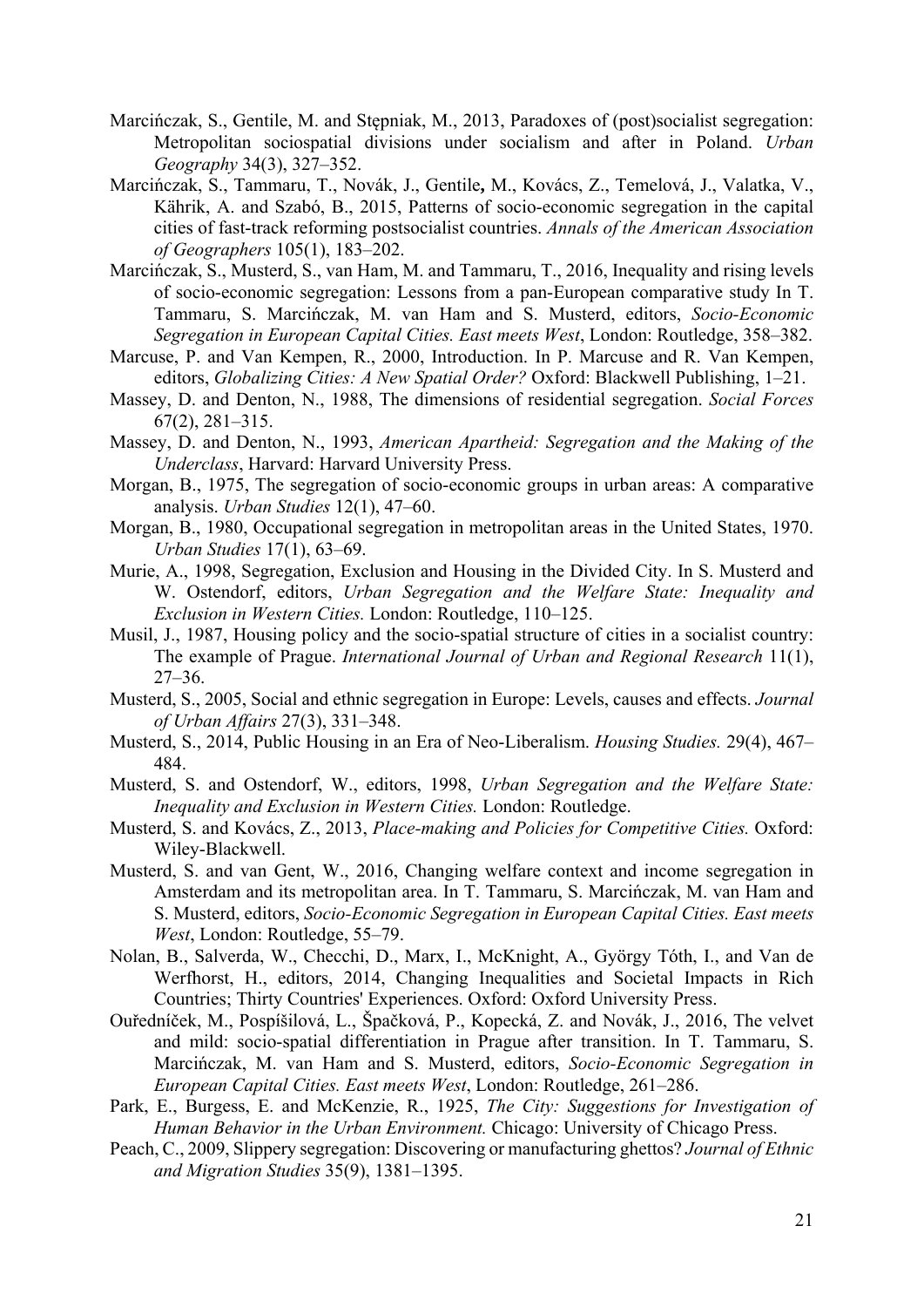Marcińczak, S., Gentile, M. and Stępniak, M., 2013, Paradoxes of (post)socialist segregation: Metropolitan sociospatial divisions under socialism and after in Poland. *Urban Geography* 34(3), 327–352.

Marcińczak, S., Tammaru, T., Novák, J., Gentile**,** M., Kovács, Z., Temelová, J., Valatka, V., Kährik, A. and Szabó, B., 2015, Patterns of socio-economic segregation in the capital cities of fast-track reforming postsocialist countries. *Annals of the American Association of Geographers* 105(1), 183–202.

Marcińczak, S., Musterd, S., van Ham, M. and Tammaru, T., 2016, Inequality and rising levels of socio-economic segregation: Lessons from a pan-European comparative study In T. Tammaru, S. Marcińczak, M. van Ham and S. Musterd, editors, *Socio-Economic Segregation in European Capital Cities. East meets West*, London: Routledge, 358–382.

Marcuse, P. and Van Kempen, R., 2000, Introduction. In P. Marcuse and R. Van Kempen, editors, *Globalizing Cities: A New Spatial Order?* Oxford: Blackwell Publishing, 1–21.

Massey, D. and Denton, N., 1988, The dimensions of residential segregation. *Social Forces* 67(2), 281–315.

Massey, D. and Denton, N., 1993, *American Apartheid: Segregation and the Making of the Underclass*, Harvard: Harvard University Press.

Morgan, B., 1975, The segregation of socio-economic groups in urban areas: A comparative analysis. *Urban Studies* 12(1), 47–60.

Morgan, B., 1980, Occupational segregation in metropolitan areas in the United States, 1970. *Urban Studies* 17(1), 63–69.

Murie, A., 1998, Segregation, Exclusion and Housing in the Divided City. In S. Musterd and W. Ostendorf, editors, *Urban Segregation and the Welfare State: Inequality and Exclusion in Western Cities.* London: Routledge, 110–125.

Musil, J., 1987, Housing policy and the socio-spatial structure of cities in a socialist country: The example of Prague. *International Journal of Urban and Regional Research* 11(1), 27–36.

Musterd, S., 2005, Social and ethnic segregation in Europe: Levels, causes and effects. *Journal of Urban Affairs* 27(3), 331–348.

Musterd, S., 2014, Public Housing in an Era of Neo-Liberalism. *Housing Studies.* 29(4), 467–484.

Musterd, S. and Ostendorf, W., editors, 1998, *Urban Segregation and the Welfare State: Inequality and Exclusion in Western Cities.* London: Routledge.

Musterd, S. and Kovács, Z., 2013, *Place-making and Policies for Competitive Cities.* Oxford: Wiley-Blackwell.

Musterd, S. and van Gent, W., 2016, Changing welfare context and income segregation in Amsterdam and its metropolitan area. In T. Tammaru, S. Marcińczak, M. van Ham and S. Musterd, editors, *Socio-Economic Segregation in European Capital Cities. East meets West*, London: Routledge, 55–79.

Nolan, B., Salverda, W., Checchi, D., Marx, I., McKnight, A., György Tóth, I., and Van de Werfhorst, H., editors, 2014, Changing Inequalities and Societal Impacts in Rich Countries; Thirty Countries' Experiences. Oxford: Oxford University Press.

Ouředníček, M., Pospíšilová, L., Špačková, P., Kopecká, Z. and Novák, J., 2016, The velvet and mild: socio-spatial differentiation in Prague after transition. In T. Tammaru, S. Marcińczak, M. van Ham and S. Musterd, editors, *Socio-Economic Segregation in European Capital Cities. East meets West*, London: Routledge, 261–286.

Park, E., Burgess, E. and McKenzie, R., 1925, *The City: Suggestions for Investigation of Human Behavior in the Urban Environment.* Chicago: University of Chicago Press.

Peach, C., 2009, Slippery segregation: Discovering or manufacturing ghettos? *Journal of Ethnic and Migration Studies* 35(9), 1381–1395.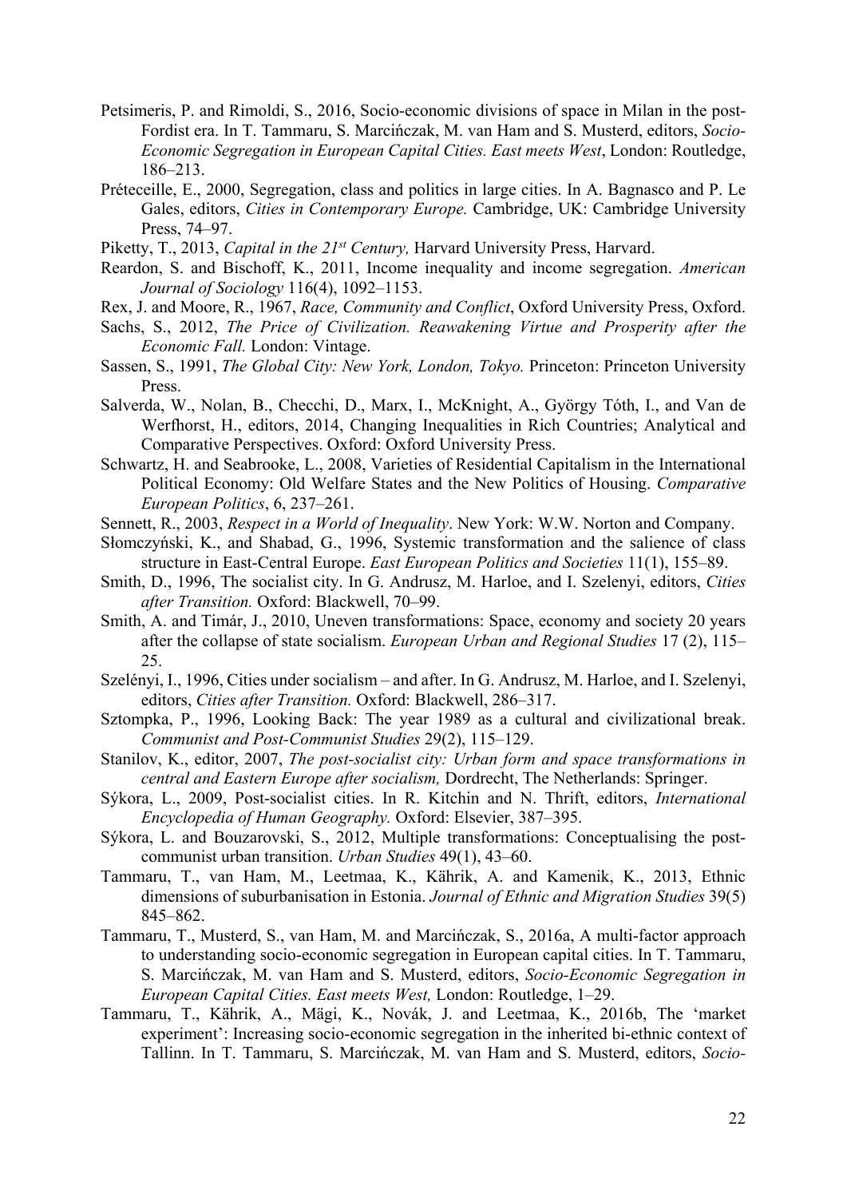Petsimeris, P. and Rimoldi, S., 2016, Socio-economic divisions of space in Milan in the post-Fordist era. In T. Tammaru, S. Marcińczak, M. van Ham and S. Musterd, editors, *Socio-Economic Segregation in European Capital Cities. East meets West*, London: Routledge, 186–213.

Préteceille, E., 2000, Segregation, class and politics in large cities. In A. Bagnasco and P. Le Gales, editors, *Cities in Contemporary Europe.* Cambridge, UK: Cambridge University Press, 74–97.

Piketty, T., 2013, *Capital in the 21st Century,* Harvard University Press, Harvard.

Reardon, S. and Bischoff, K., 2011, Income inequality and income segregation. *American Journal of Sociology* 116(4), 1092–1153.

Rex, J. and Moore, R., 1967, *Race, Community and Conflict*, Oxford University Press, Oxford.

Sachs, S., 2012, *The Price of Civilization. Reawakening Virtue and Prosperity after the Economic Fall.* London: Vintage.

Sassen, S., 1991, *The Global City: New York, London, Tokyo.* Princeton: Princeton University Press.

Salverda, W., Nolan, B., Checchi, D., Marx, I., McKnight, A., György Tóth, I., and Van de Werfhorst, H., editors, 2014, Changing Inequalities in Rich Countries; Analytical and Comparative Perspectives. Oxford: Oxford University Press.

Schwartz, H. and Seabrooke, L., 2008, Varieties of Residential Capitalism in the International Political Economy: Old Welfare States and the New Politics of Housing. *Comparative European Politics*, 6, 237–261.

Sennett, R., 2003, *Respect in a World of Inequality*. New York: W.W. Norton and Company.

Słomczyński, K., and Shabad, G., 1996, Systemic transformation and the salience of class structure in East-Central Europe. *East European Politics and Societies* 11(1), 155–89.

Smith, D., 1996, The socialist city. In G. Andrusz, M. Harloe, and I. Szelenyi, editors, *Cities after Transition.* Oxford: Blackwell, 70–99.

Smith, A. and Timár, J., 2010, Uneven transformations: Space, economy and society 20 years after the collapse of state socialism. *European Urban and Regional Studies* 17 (2), 115–25.

Szelényi, I., 1996, Cities under socialism – and after. In G. Andrusz, M. Harloe, and I. Szelenyi, editors, *Cities after Transition.* Oxford: Blackwell, 286–317.

Sztompka, P., 1996, Looking Back: The year 1989 as a cultural and civilizational break. *Communist and Post-Communist Studies* 29(2), 115–129.

Stanilov, K., editor, 2007, *The post-socialist city: Urban form and space transformations in central and Eastern Europe after socialism,* Dordrecht, The Netherlands: Springer.

Sýkora, L., 2009, Post-socialist cities. In R. Kitchin and N. Thrift, editors, *International Encyclopedia of Human Geography.* Oxford: Elsevier, 387–395.

Sýkora, L. and Bouzarovski, S., 2012, Multiple transformations: Conceptualising the post-communist urban transition. *Urban Studies* 49(1), 43–60.

Tammaru, T., van Ham, M., Leetmaa, K., Kährik, A. and Kamenik, K., 2013, Ethnic dimensions of suburbanisation in Estonia. *Journal of Ethnic and Migration Studies* 39(5) 845–862.

Tammaru, T., Musterd, S., van Ham, M. and Marcińczak, S., 2016a, A multi-factor approach to understanding socio-economic segregation in European capital cities. In T. Tammaru, S. Marcińczak, M. van Ham and S. Musterd, editors, *Socio-Economic Segregation in European Capital Cities. East meets West,* London: Routledge, 1–29.

Tammaru, T., Kährik, A., Mägi, K., Novák, J. and Leetmaa, K., 2016b, The 'market experiment': Increasing socio-economic segregation in the inherited bi-ethnic context of Tallinn. In T. Tammaru, S. Marcińczak, M. van Ham and S. Musterd, editors, *Socio-*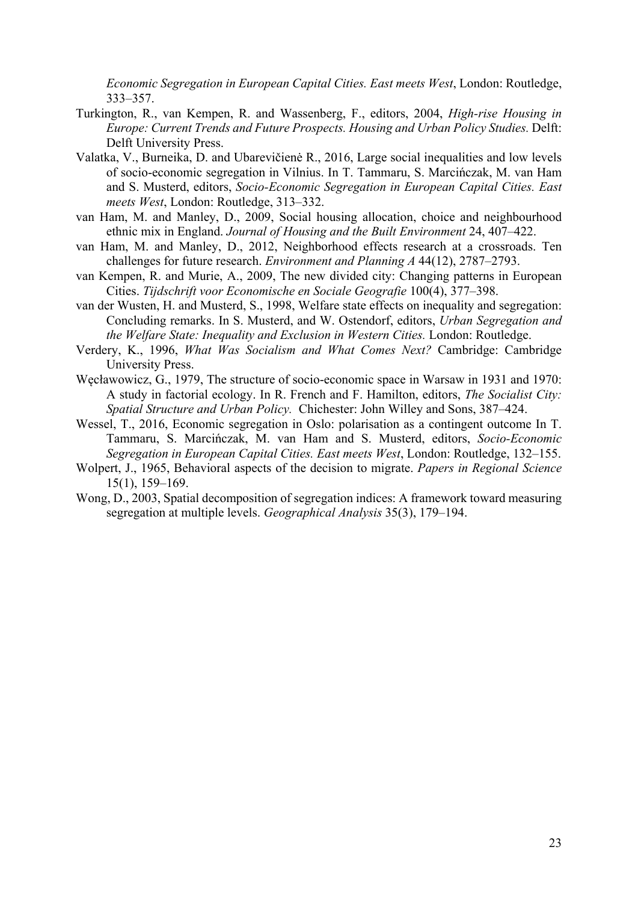*Economic Segregation in European Capital Cities. East meets West*, London: Routledge, 333–357.

Turkington, R., van Kempen, R. and Wassenberg, F., editors, 2004, *High-rise Housing in Europe: Current Trends and Future Prospects. Housing and Urban Policy Studies.* Delft: Delft University Press.

Valatka, V., Burneika, D. and Ubarevičienė R., 2016, Large social inequalities and low levels of socio-economic segregation in Vilnius. In T. Tammaru, S. Marcińczak, M. van Ham and S. Musterd, editors, *Socio-Economic Segregation in European Capital Cities. East meets West*, London: Routledge, 313–332.

van Ham, M. and Manley, D., 2009, Social housing allocation, choice and neighbourhood ethnic mix in England. *Journal of Housing and the Built Environment* 24, 407–422.

van Ham, M. and Manley, D., 2012, Neighborhood effects research at a crossroads. Ten challenges for future research. *Environment and Planning A* 44(12), 2787–2793.

van Kempen, R. and Murie, A., 2009, The new divided city: Changing patterns in European Cities. *Tijdschrift voor Economische en Sociale Geografie* 100(4), 377–398.

van der Wusten, H. and Musterd, S., 1998, Welfare state effects on inequality and segregation: Concluding remarks. In S. Musterd, and W. Ostendorf, editors, *Urban Segregation and the Welfare State: Inequality and Exclusion in Western Cities.* London: Routledge.

Verdery, K., 1996, *What Was Socialism and What Comes Next?* Cambridge: Cambridge University Press.

Węcławowicz, G., 1979, The structure of socio-economic space in Warsaw in 1931 and 1970: A study in factorial ecology. In R. French and F. Hamilton, editors, *The Socialist City: Spatial Structure and Urban Policy.* Chichester: John Willey and Sons, 387–424.

Wessel, T., 2016, Economic segregation in Oslo: polarisation as a contingent outcome In T. Tammaru, S. Marcińczak, M. van Ham and S. Musterd, editors, *Socio-Economic Segregation in European Capital Cities. East meets West*, London: Routledge, 132–155.

Wolpert, J., 1965, Behavioral aspects of the decision to migrate. *Papers in Regional Science* 15(1), 159–169.

Wong, D., 2003, Spatial decomposition of segregation indices: A framework toward measuring segregation at multiple levels. *Geographical Analysis* 35(3), 179–194.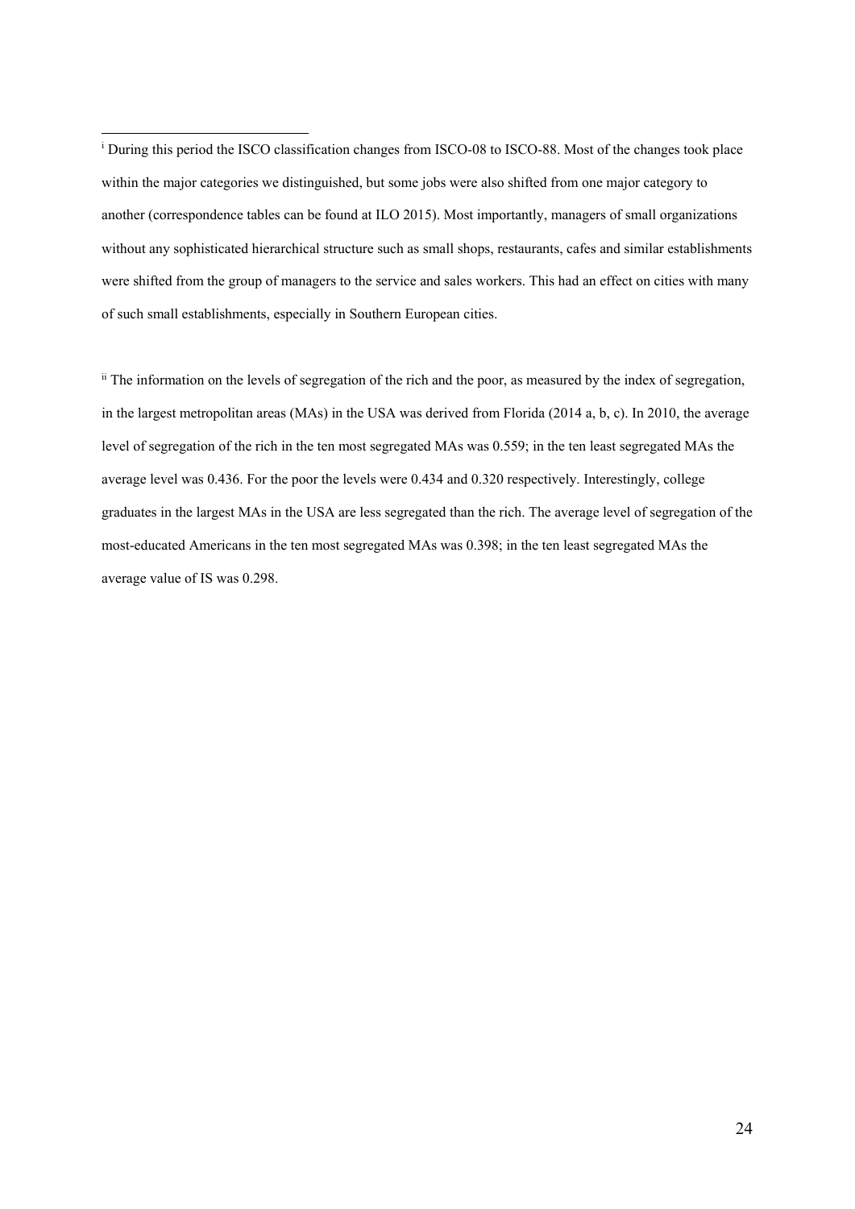[i] During this period the ISCO classification changes from ISCO-08 to ISCO-88. Most of the changes took place within the major categories we distinguished, but some jobs were also shifted from one major category to another (correspondence tables can be found at ILO 2015). Most importantly, managers of small organizations without any sophisticated hierarchical structure such as small shops, restaurants, cafes and similar establishments were shifted from the group of managers to the service and sales workers. This had an effect on cities with many of such small establishments, especially in Southern European cities.

[ii] The information on the levels of segregation of the rich and the poor, as measured by the index of segregation, in the largest metropolitan areas (MAs) in the USA was derived from Florida (2014 a, b, c). In 2010, the average level of segregation of the rich in the ten most segregated MAs was 0.559; in the ten least segregated MAs the average level was 0.436. For the poor the levels were 0.434 and 0.320 respectively. Interestingly, college graduates in the largest MAs in the USA are less segregated than the rich. The average level of segregation of the most-educated Americans in the ten most segregated MAs was 0.398; in the ten least segregated MAs the average value of IS was 0.298.